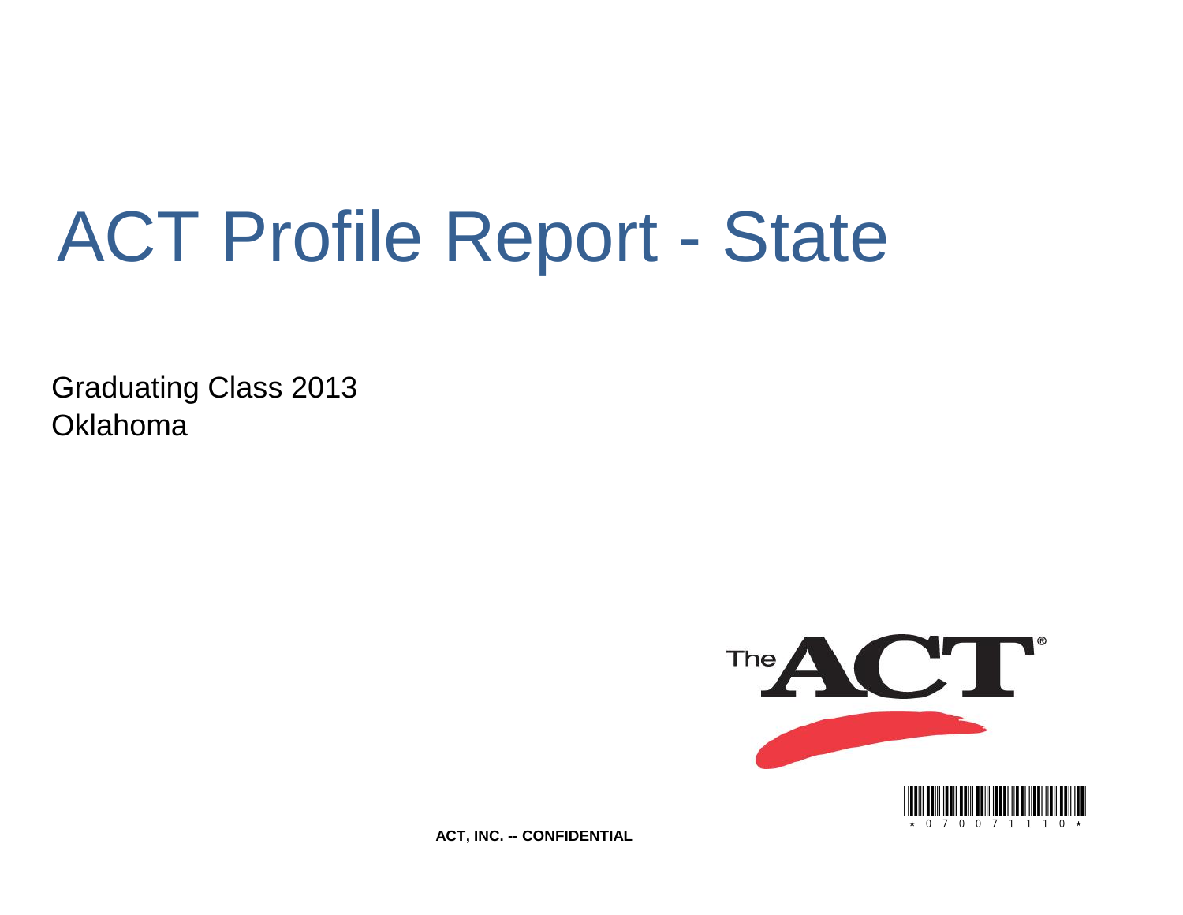# ACT Profile Report - State

Graduating Class 2013
Oklahoma

The ACT®

\* 0 7 0 0 7 1 1 1 0 \*

**ACT, INC. -- CONFIDENTIAL**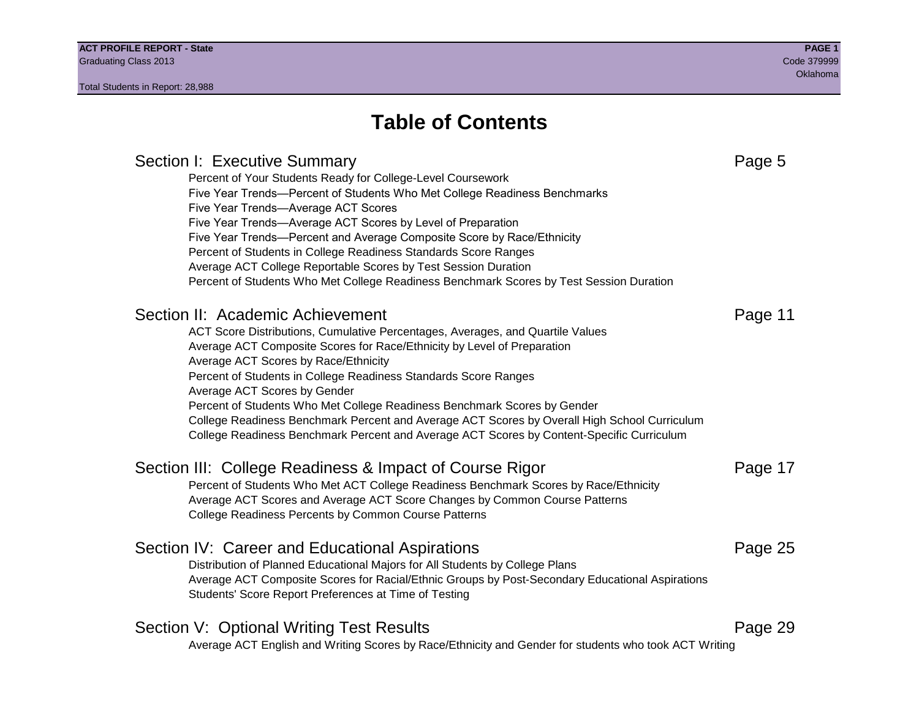# Table of Contents

## Section I: Executive Summary — Page 5

- Percent of Your Students Ready for College-Level Coursework
- Five Year Trends—Percent of Students Who Met College Readiness Benchmarks
- Five Year Trends—Average ACT Scores
- Five Year Trends—Average ACT Scores by Level of Preparation
- Five Year Trends—Percent and Average Composite Score by Race/Ethnicity
- Percent of Students in College Readiness Standards Score Ranges
- Average ACT College Reportable Scores by Test Session Duration
- Percent of Students Who Met College Readiness Benchmark Scores by Test Session Duration

## Section II: Academic Achievement — Page 11

- ACT Score Distributions, Cumulative Percentages, Averages, and Quartile Values
- Average ACT Composite Scores for Race/Ethnicity by Level of Preparation
- Average ACT Scores by Race/Ethnicity
- Percent of Students in College Readiness Standards Score Ranges
- Average ACT Scores by Gender
- Percent of Students Who Met College Readiness Benchmark Scores by Gender
- College Readiness Benchmark Percent and Average ACT Scores by Overall High School Curriculum
- College Readiness Benchmark Percent and Average ACT Scores by Content-Specific Curriculum

## Section III: College Readiness & Impact of Course Rigor — Page 17

- Percent of Students Who Met ACT College Readiness Benchmark Scores by Race/Ethnicity
- Average ACT Scores and Average ACT Score Changes by Common Course Patterns
- College Readiness Percents by Common Course Patterns

## Section IV: Career and Educational Aspirations — Page 25

- Distribution of Planned Educational Majors for All Students by College Plans
- Average ACT Composite Scores for Racial/Ethnic Groups by Post-Secondary Educational Aspirations
- Students' Score Report Preferences at Time of Testing

## Section V: Optional Writing Test Results — Page 29

- Average ACT English and Writing Scores by Race/Ethnicity and Gender for students who took ACT Writing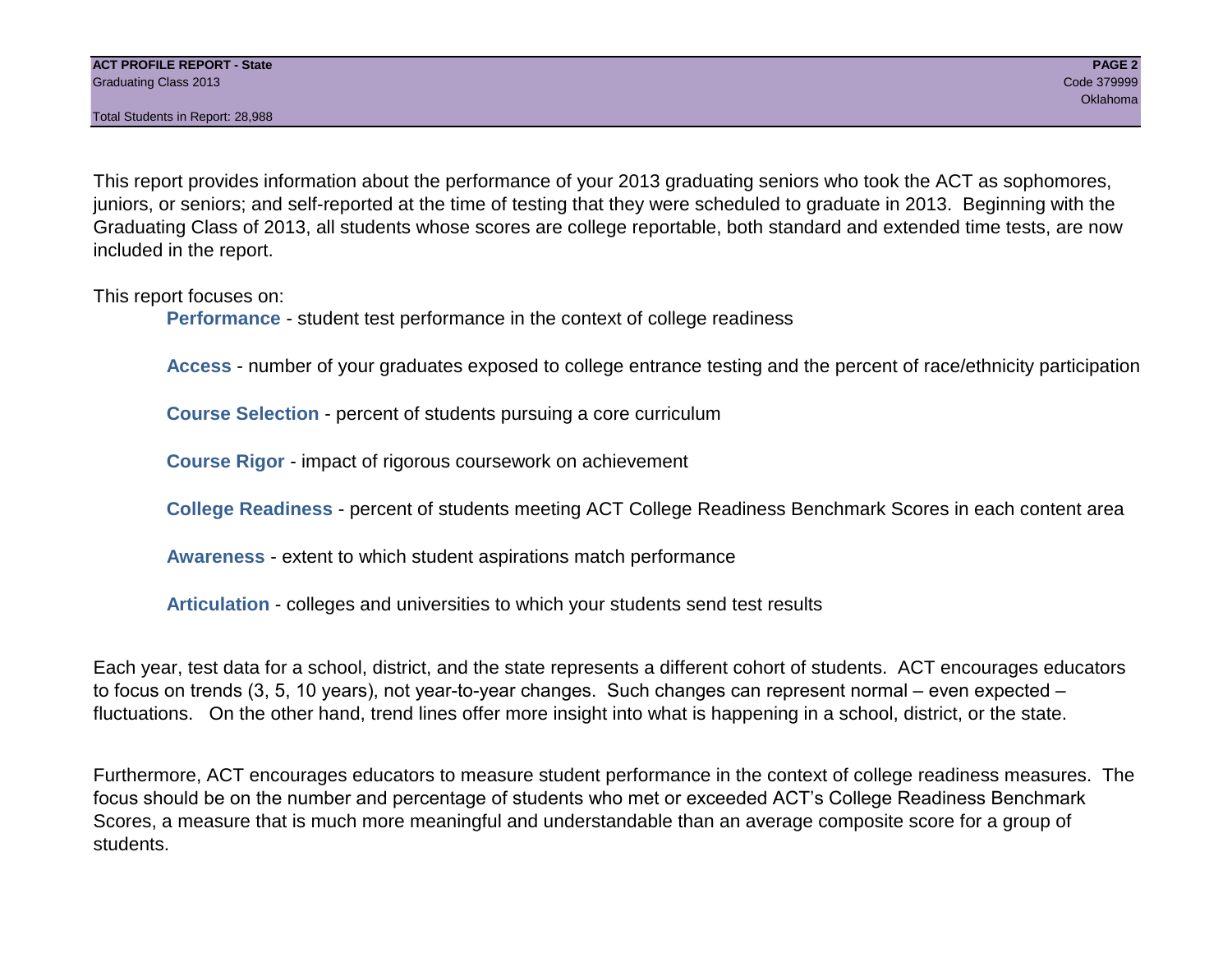This report provides information about the performance of your 2013 graduating seniors who took the ACT as sophomores, juniors, or seniors; and self-reported at the time of testing that they were scheduled to graduate in 2013. Beginning with the Graduating Class of 2013, all students whose scores are college reportable, both standard and extended time tests, are now included in the report.

This report focuses on:

- **Performance** - student test performance in the context of college readiness
- **Access** - number of your graduates exposed to college entrance testing and the percent of race/ethnicity participation
- **Course Selection** - percent of students pursuing a core curriculum
- **Course Rigor** - impact of rigorous coursework on achievement
- **College Readiness** - percent of students meeting ACT College Readiness Benchmark Scores in each content area
- **Awareness** - extent to which student aspirations match performance
- **Articulation** - colleges and universities to which your students send test results

Each year, test data for a school, district, and the state represents a different cohort of students. ACT encourages educators to focus on trends (3, 5, 10 years), not year-to-year changes. Such changes can represent normal – even expected – fluctuations. On the other hand, trend lines offer more insight into what is happening in a school, district, or the state.

Furthermore, ACT encourages educators to measure student performance in the context of college readiness measures. The focus should be on the number and percentage of students who met or exceeded ACT's College Readiness Benchmark Scores, a measure that is much more meaningful and understandable than an average composite score for a group of students.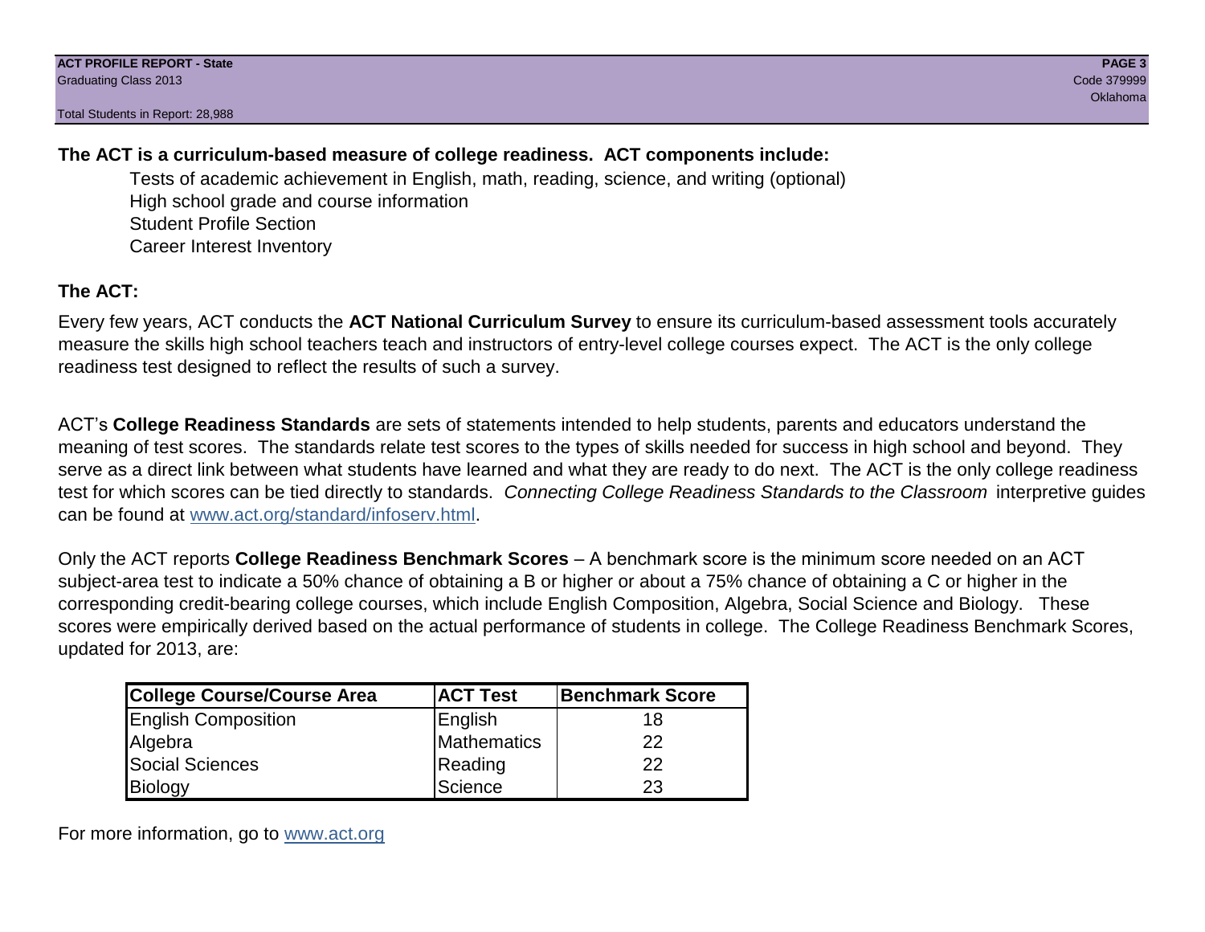**The ACT is a curriculum-based measure of college readiness. ACT components include:**

- Tests of academic achievement in English, math, reading, science, and writing (optional)
- High school grade and course information
- Student Profile Section
- Career Interest Inventory

**The ACT:**

Every few years, ACT conducts the **ACT National Curriculum Survey** to ensure its curriculum-based assessment tools accurately measure the skills high school teachers teach and instructors of entry-level college courses expect. The ACT is the only college readiness test designed to reflect the results of such a survey.

ACT's **College Readiness Standards** are sets of statements intended to help students, parents and educators understand the meaning of test scores. The standards relate test scores to the types of skills needed for success in high school and beyond. They serve as a direct link between what students have learned and what they are ready to do next. The ACT is the only college readiness test for which scores can be tied directly to standards. *Connecting College Readiness Standards to the Classroom* interpretive guides can be found at www.act.org/standard/infoserv.html.

Only the ACT reports **College Readiness Benchmark Scores** – A benchmark score is the minimum score needed on an ACT subject-area test to indicate a 50% chance of obtaining a B or higher or about a 75% chance of obtaining a C or higher in the corresponding credit-bearing college courses, which include English Composition, Algebra, Social Science and Biology. These scores were empirically derived based on the actual performance of students in college. The College Readiness Benchmark Scores, updated for 2013, are:

| College Course/Course Area | ACT Test | Benchmark Score |
|---|---|---|
| English Composition | English | 18 |
| Algebra | Mathematics | 22 |
| Social Sciences | Reading | 22 |
| Biology | Science | 23 |

For more information, go to www.act.org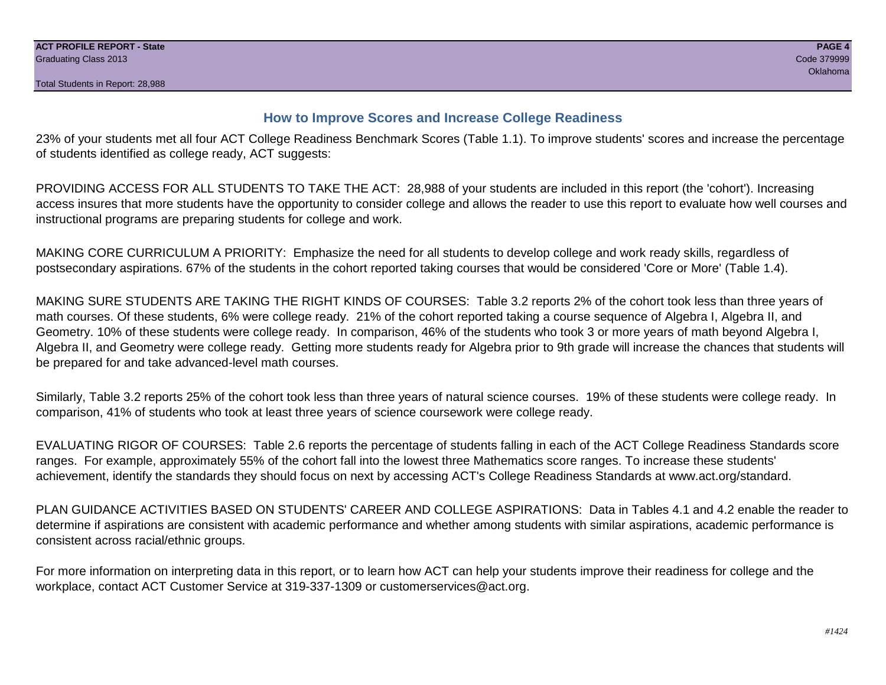## How to Improve Scores and Increase College Readiness

23% of your students met all four ACT College Readiness Benchmark Scores (Table 1.1). To improve students' scores and increase the percentage of students identified as college ready, ACT suggests:

PROVIDING ACCESS FOR ALL STUDENTS TO TAKE THE ACT: 28,988 of your students are included in this report (the 'cohort'). Increasing access insures that more students have the opportunity to consider college and allows the reader to use this report to evaluate how well courses and instructional programs are preparing students for college and work.

MAKING CORE CURRICULUM A PRIORITY: Emphasize the need for all students to develop college and work ready skills, regardless of postsecondary aspirations. 67% of the students in the cohort reported taking courses that would be considered 'Core or More' (Table 1.4).

MAKING SURE STUDENTS ARE TAKING THE RIGHT KINDS OF COURSES: Table 3.2 reports 2% of the cohort took less than three years of math courses. Of these students, 6% were college ready. 21% of the cohort reported taking a course sequence of Algebra I, Algebra II, and Geometry. 10% of these students were college ready. In comparison, 46% of the students who took 3 or more years of math beyond Algebra I, Algebra II, and Geometry were college ready. Getting more students ready for Algebra prior to 9th grade will increase the chances that students will be prepared for and take advanced-level math courses.

Similarly, Table 3.2 reports 25% of the cohort took less than three years of natural science courses. 19% of these students were college ready. In comparison, 41% of students who took at least three years of science coursework were college ready.

EVALUATING RIGOR OF COURSES: Table 2.6 reports the percentage of students falling in each of the ACT College Readiness Standards score ranges. For example, approximately 55% of the cohort fall into the lowest three Mathematics score ranges. To increase these students' achievement, identify the standards they should focus on next by accessing ACT's College Readiness Standards at www.act.org/standard.

PLAN GUIDANCE ACTIVITIES BASED ON STUDENTS' CAREER AND COLLEGE ASPIRATIONS: Data in Tables 4.1 and 4.2 enable the reader to determine if aspirations are consistent with academic performance and whether among students with similar aspirations, academic performance is consistent across racial/ethnic groups.

For more information on interpreting data in this report, or to learn how ACT can help your students improve their readiness for college and the workplace, contact ACT Customer Service at 319-337-1309 or customerservices@act.org.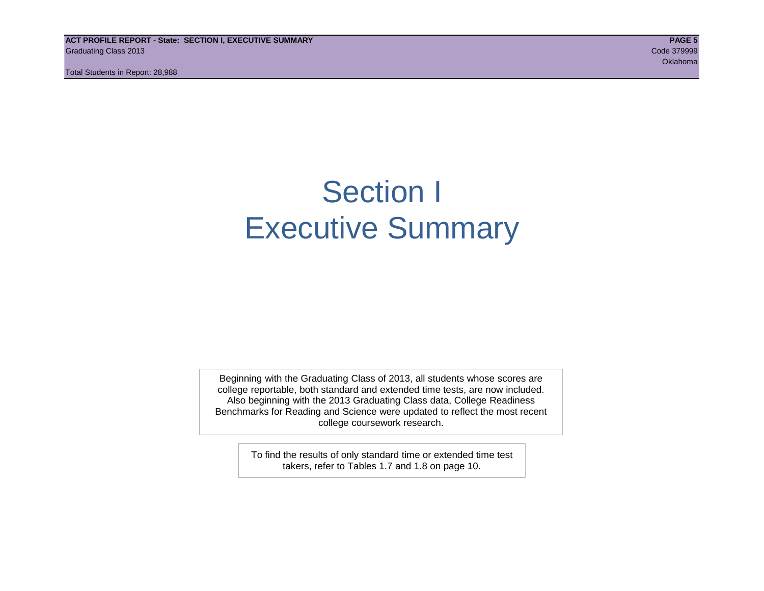# Section I
# Executive Summary

Beginning with the Graduating Class of 2013, all students whose scores are college reportable, both standard and extended time tests, are now included. Also beginning with the 2013 Graduating Class data, College Readiness Benchmarks for Reading and Science were updated to reflect the most recent college coursework research.

To find the results of only standard time or extended time test takers, refer to Tables 1.7 and 1.8 on page 10.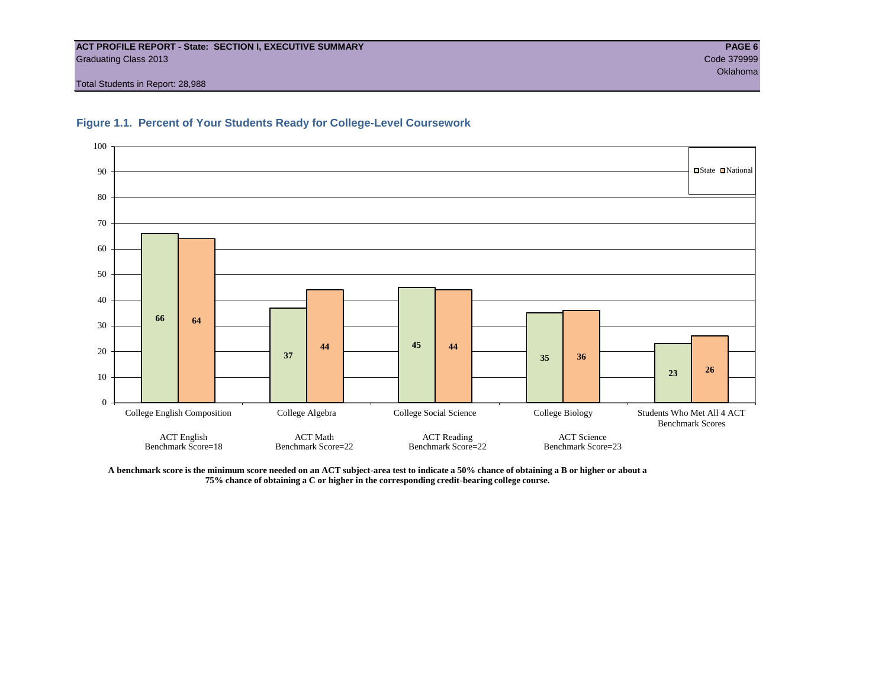**ACT PROFILE REPORT - State: SECTION I, EXECUTIVE SUMMARY**
Graduating Class 2013
Code 379999
Oklahoma

Total Students in Report: 28,988

## Figure 1.1. Percent of Your Students Ready for College-Level Coursework

| Course | ACT Test | Benchmark Score | State | National |
|---|---|---|---|---|
| College English Composition | ACT English | 18 | 66 | 64 |
| College Algebra | ACT Math | 22 | 37 | 44 |
| College Social Science | ACT Reading | 22 | 45 | 44 |
| College Biology | ACT Science | 23 | 35 | 36 |
| Students Who Met All 4 ACT Benchmark Scores | | | 23 | 26 |

**A benchmark score is the minimum score needed on an ACT subject-area test to indicate a 50% chance of obtaining a B or higher or about a 75% chance of obtaining a C or higher in the corresponding credit-bearing college course.**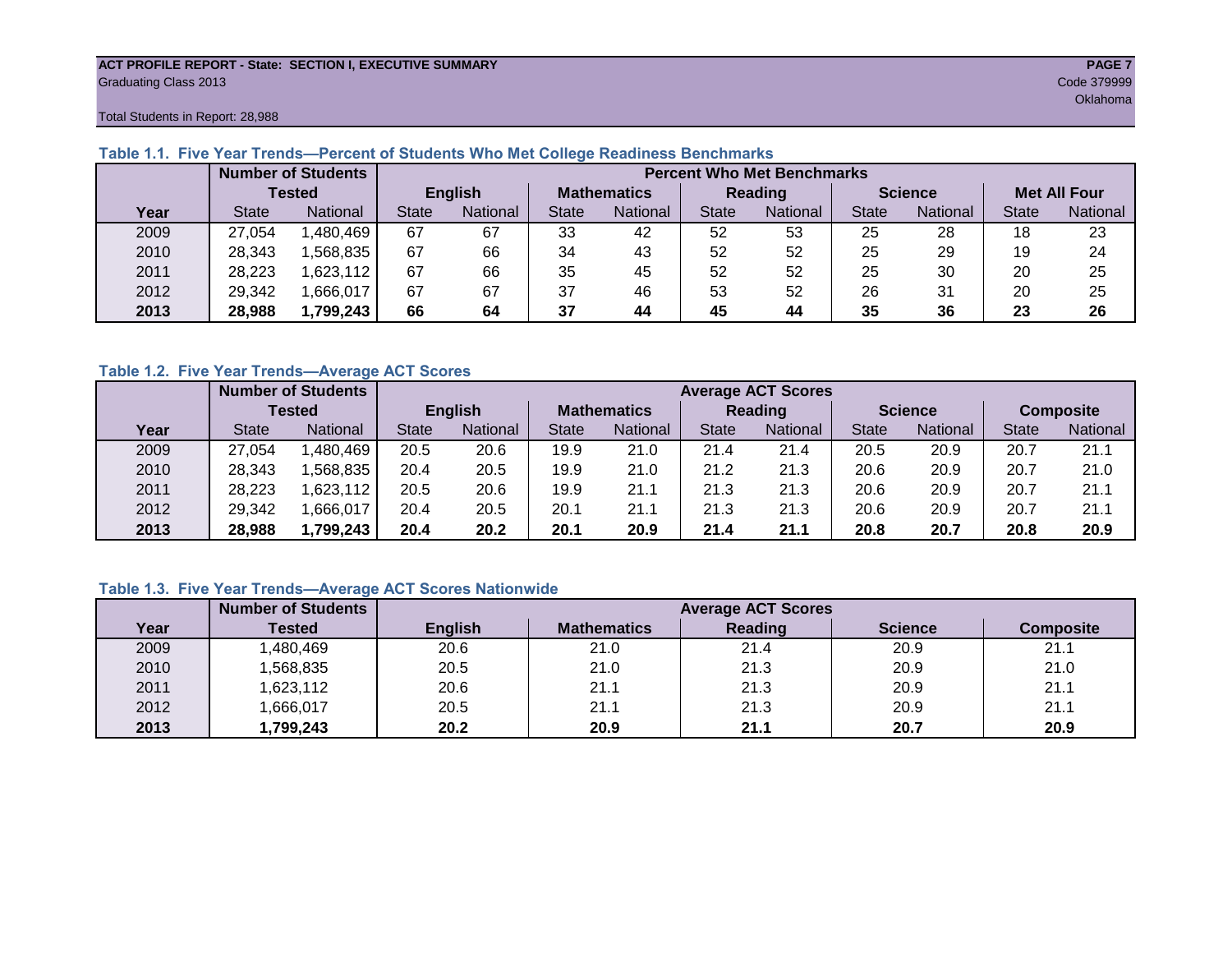ACT PROFILE REPORT - State: SECTION I, EXECUTIVE SUMMARY
Graduating Class 2013
Code 379999
Oklahoma

Total Students in Report: 28,988

### Table 1.1. Five Year Trends—Percent of Students Who Met College Readiness Benchmarks

| | Number of Students Tested | | Percent Who Met Benchmarks | | | | | | | | | |
|---|---|---|---|---|---|---|---|---|---|---|---|---|
| | | | English | | Mathematics | | Reading | | Science | | Met All Four | |
| Year | State | National | State | National | State | National | State | National | State | National | State | National |
| 2009 | 27,054 | 1,480,469 | 67 | 67 | 33 | 42 | 52 | 53 | 25 | 28 | 18 | 23 |
| 2010 | 28,343 | 1,568,835 | 67 | 66 | 34 | 43 | 52 | 52 | 25 | 29 | 19 | 24 |
| 2011 | 28,223 | 1,623,112 | 67 | 66 | 35 | 45 | 52 | 52 | 25 | 30 | 20 | 25 |
| 2012 | 29,342 | 1,666,017 | 67 | 67 | 37 | 46 | 53 | 52 | 26 | 31 | 20 | 25 |
| **2013** | **28,988** | **1,799,243** | **66** | **64** | **37** | **44** | **45** | **44** | **35** | **36** | **23** | **26** |

### Table 1.2. Five Year Trends—Average ACT Scores

| | Number of Students Tested | | Average ACT Scores | | | | | | | | | |
|---|---|---|---|---|---|---|---|---|---|---|---|---|
| | | | English | | Mathematics | | Reading | | Science | | Composite | |
| Year | State | National | State | National | State | National | State | National | State | National | State | National |
| 2009 | 27,054 | 1,480,469 | 20.5 | 20.6 | 19.9 | 21.0 | 21.4 | 21.4 | 20.5 | 20.9 | 20.7 | 21.1 |
| 2010 | 28,343 | 1,568,835 | 20.4 | 20.5 | 19.9 | 21.0 | 21.2 | 21.3 | 20.6 | 20.9 | 20.7 | 21.0 |
| 2011 | 28,223 | 1,623,112 | 20.5 | 20.6 | 19.9 | 21.1 | 21.3 | 21.3 | 20.6 | 20.9 | 20.7 | 21.1 |
| 2012 | 29,342 | 1,666,017 | 20.4 | 20.5 | 20.1 | 21.1 | 21.3 | 21.3 | 20.6 | 20.9 | 20.7 | 21.1 |
| **2013** | **28,988** | **1,799,243** | **20.4** | **20.2** | **20.1** | **20.9** | **21.4** | **21.1** | **20.8** | **20.7** | **20.8** | **20.9** |

### Table 1.3. Five Year Trends—Average ACT Scores Nationwide

| | Number of Students | Average ACT Scores | | | | |
|---|---|---|---|---|---|---|
| Year | Tested | English | Mathematics | Reading | Science | Composite |
| 2009 | 1,480,469 | 20.6 | 21.0 | 21.4 | 20.9 | 21.1 |
| 2010 | 1,568,835 | 20.5 | 21.0 | 21.3 | 20.9 | 21.0 |
| 2011 | 1,623,112 | 20.6 | 21.1 | 21.3 | 20.9 | 21.1 |
| 2012 | 1,666,017 | 20.5 | 21.1 | 21.3 | 20.9 | 21.1 |
| **2013** | **1,799,243** | **20.2** | **20.9** | **21.1** | **20.7** | **20.9** |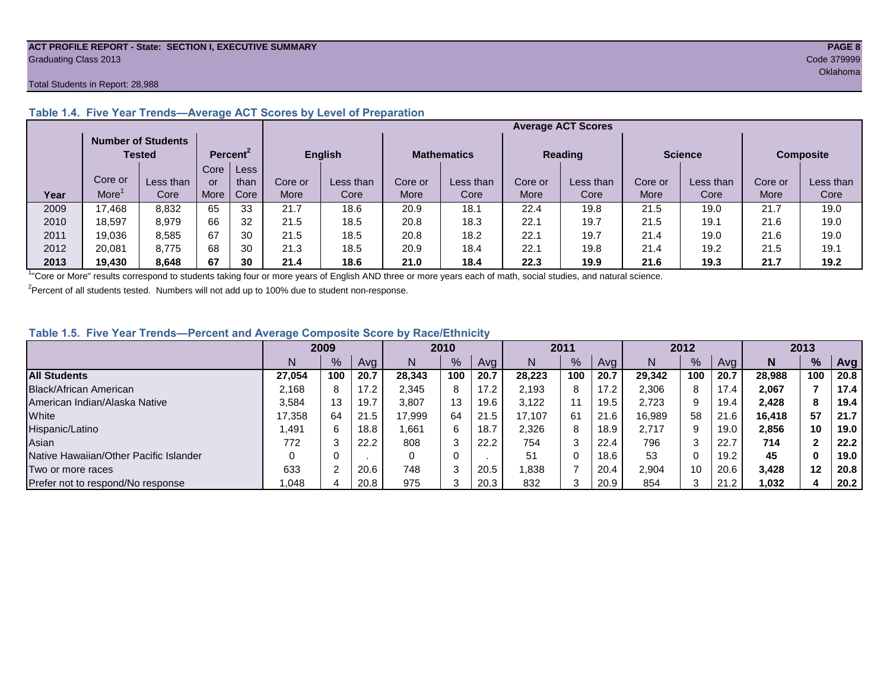ACT PROFILE REPORT - State: SECTION I, EXECUTIVE SUMMARY
Graduating Class 2013
Code 379999
Oklahoma

Total Students in Report: 28,988

### Table 1.4. Five Year Trends—Average ACT Scores by Level of Preparation

| Year | Number of Students Tested | | Percent[2] | | Average ACT Scores | | | | | | | | | |
|---|---|---|---|---|---|---|---|---|---|---|---|---|---|---|
| | | | | | English | | Mathematics | | Reading | | Science | | Composite | |
| | Core or More[1] | Less than Core | Core or More | Less than Core | Core or More | Less than Core | Core or More | Less than Core | Core or More | Less than Core | Core or More | Less than Core | Core or More | Less than Core |
| 2009 | 17,468 | 8,832 | 65 | 33 | 21.7 | 18.6 | 20.9 | 18.1 | 22.4 | 19.8 | 21.5 | 19.0 | 21.7 | 19.0 |
| 2010 | 18,597 | 8,979 | 66 | 32 | 21.5 | 18.5 | 20.8 | 18.3 | 22.1 | 19.7 | 21.5 | 19.1 | 21.6 | 19.0 |
| 2011 | 19,036 | 8,585 | 67 | 30 | 21.5 | 18.5 | 20.8 | 18.2 | 22.1 | 19.7 | 21.4 | 19.0 | 21.6 | 19.0 |
| 2012 | 20,081 | 8,775 | 68 | 30 | 21.3 | 18.5 | 20.9 | 18.4 | 22.1 | 19.8 | 21.4 | 19.2 | 21.5 | 19.1 |
| **2013** | **19,430** | **8,648** | **67** | **30** | **21.4** | **18.6** | **21.0** | **18.4** | **22.3** | **19.9** | **21.6** | **19.3** | **21.7** | **19.2** |

[1]"Core or More" results correspond to students taking four or more years of English AND three or more years each of math, social studies, and natural science.

[2]Percent of all students tested. Numbers will not add up to 100% due to student non-response.

### Table 1.5. Five Year Trends—Percent and Average Composite Score by Race/Ethnicity

| | 2009 | | | 2010 | | | 2011 | | | 2012 | | | **2013** | | |
|---|---|---|---|---|---|---|---|---|---|---|---|---|---|---|---|
| | N | % | Avg | N | % | Avg | N | % | Avg | N | % | Avg | **N** | **%** | **Avg** |
| **All Students** | **27,054** | **100** | **20.7** | **28,343** | **100** | **20.7** | **28,223** | **100** | **20.7** | **29,342** | **100** | **20.7** | **28,988** | **100** | **20.8** |
| Black/African American | 2,168 | 8 | 17.2 | 2,345 | 8 | 17.2 | 2,193 | 8 | 17.2 | 2,306 | 8 | 17.4 | **2,067** | **7** | **17.4** |
| American Indian/Alaska Native | 3,584 | 13 | 19.7 | 3,807 | 13 | 19.6 | 3,122 | 11 | 19.5 | 2,723 | 9 | 19.4 | **2,428** | **8** | **19.4** |
| White | 17,358 | 64 | 21.5 | 17,999 | 64 | 21.5 | 17,107 | 61 | 21.6 | 16,989 | 58 | 21.6 | **16,418** | **57** | **21.7** |
| Hispanic/Latino | 1,491 | 6 | 18.8 | 1,661 | 6 | 18.7 | 2,326 | 8 | 18.9 | 2,717 | 9 | 19.0 | **2,856** | **10** | **19.0** |
| Asian | 772 | 3 | 22.2 | 808 | 3 | 22.2 | 754 | 3 | 22.4 | 796 | 3 | 22.7 | **714** | **2** | **22.2** |
| Native Hawaiian/Other Pacific Islander | 0 | 0 | . | 0 | 0 | . | 51 | 0 | 18.6 | 53 | 0 | 19.2 | **45** | **0** | **19.0** |
| Two or more races | 633 | 2 | 20.6 | 748 | 3 | 20.5 | 1,838 | 7 | 20.4 | 2,904 | 10 | 20.6 | **3,428** | **12** | **20.8** |
| Prefer not to respond/No response | 1,048 | 4 | 20.8 | 975 | 3 | 20.3 | 832 | 3 | 20.9 | 854 | 3 | 21.2 | **1,032** | **4** | **20.2** |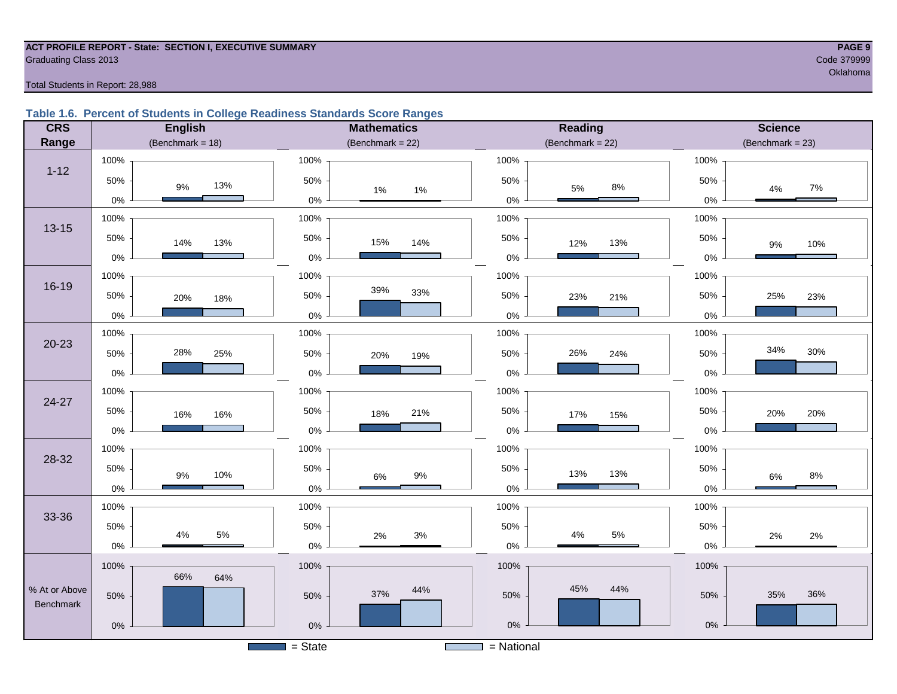**ACT PROFILE REPORT - State: SECTION I, EXECUTIVE SUMMARY**
Graduating Class 2013

Code 379999
Oklahoma

Total Students in Report: 28,988

### Table 1.6. Percent of Students in College Readiness Standards Score Ranges

| CRS Range | English (Benchmark = 18) State | English National | Mathematics (Benchmark = 22) State | Mathematics National | Reading (Benchmark = 22) State | Reading National | Science (Benchmark = 23) State | Science National |
|---|---|---|---|---|---|---|---|---|
| 1-12 | 9% | 13% | 1% | 1% | 5% | 8% | 4% | 7% |
| 13-15 | 14% | 13% | 15% | 14% | 12% | 13% | 9% | 10% |
| 16-19 | 20% | 18% | 39% | 33% | 23% | 21% | 25% | 23% |
| 20-23 | 28% | 25% | 20% | 19% | 26% | 24% | 34% | 30% |
| 24-27 | 16% | 16% | 18% | 21% | 17% | 15% | 20% | 20% |
| 28-32 | 9% | 10% | 6% | 9% | 13% | 13% | 6% | 8% |
| 33-36 | 4% | 5% | 2% | 3% | 4% | 5% | 2% | 2% |
| % At or Above Benchmark | 66% | 64% | 37% | 44% | 45% | 44% | 35% | 36% |

■ = State ■ = National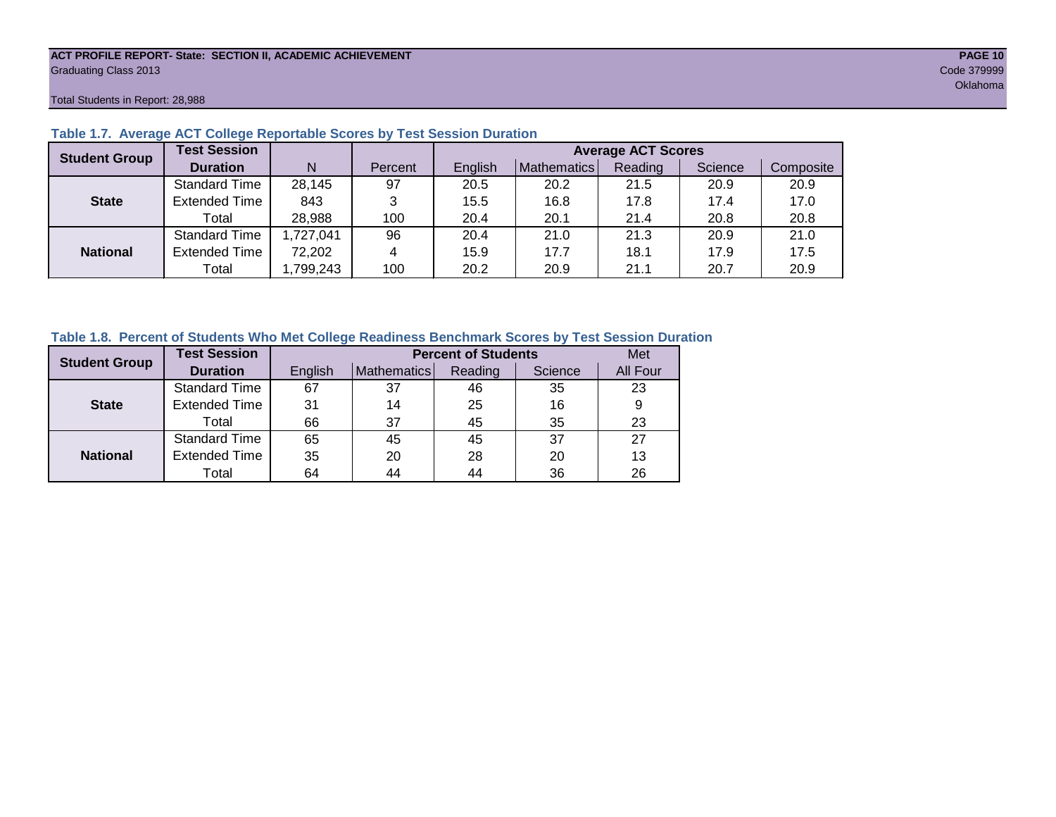**ACT PROFILE REPORT- State: SECTION II, ACADEMIC ACHIEVEMENT**
Graduating Class 2013

Code 379999
Oklahoma

Total Students in Report: 28,988

### Table 1.7. Average ACT College Reportable Scores by Test Session Duration

| Student Group | Test Session Duration | N | Percent | Average ACT Scores English | Mathematics | Reading | Science | Composite |
|---|---|---|---|---|---|---|---|---|
| **State** | Standard Time | 28,145 | 97 | 20.5 | 20.2 | 21.5 | 20.9 | 20.9 |
| | Extended Time | 843 | 3 | 15.5 | 16.8 | 17.8 | 17.4 | 17.0 |
| | Total | 28,988 | 100 | 20.4 | 20.1 | 21.4 | 20.8 | 20.8 |
| **National** | Standard Time | 1,727,041 | 96 | 20.4 | 21.0 | 21.3 | 20.9 | 21.0 |
| | Extended Time | 72,202 | 4 | 15.9 | 17.7 | 18.1 | 17.9 | 17.5 |
| | Total | 1,799,243 | 100 | 20.2 | 20.9 | 21.1 | 20.7 | 20.9 |

### Table 1.8. Percent of Students Who Met College Readiness Benchmark Scores by Test Session Duration

| Student Group | Test Session Duration | Percent of Students English | Mathematics | Reading | Science | Met All Four |
|---|---|---|---|---|---|---|
| **State** | Standard Time | 67 | 37 | 46 | 35 | 23 |
| | Extended Time | 31 | 14 | 25 | 16 | 9 |
| | Total | 66 | 37 | 45 | 35 | 23 |
| **National** | Standard Time | 65 | 45 | 45 | 37 | 27 |
| | Extended Time | 35 | 20 | 28 | 20 | 13 |
| | Total | 64 | 44 | 44 | 36 | 26 |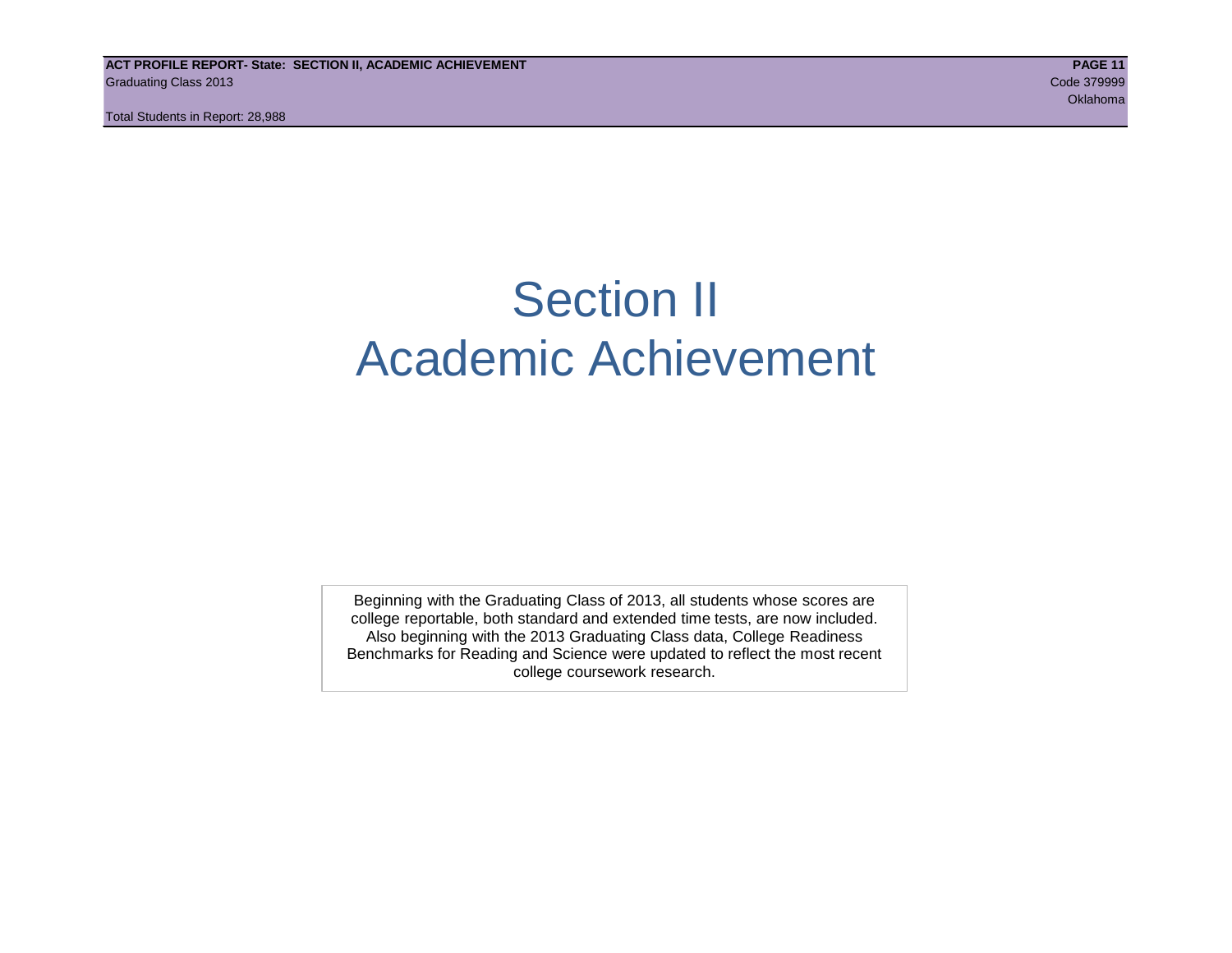# Section II
# Academic Achievement

Beginning with the Graduating Class of 2013, all students whose scores are college reportable, both standard and extended time tests, are now included. Also beginning with the 2013 Graduating Class data, College Readiness Benchmarks for Reading and Science were updated to reflect the most recent college coursework research.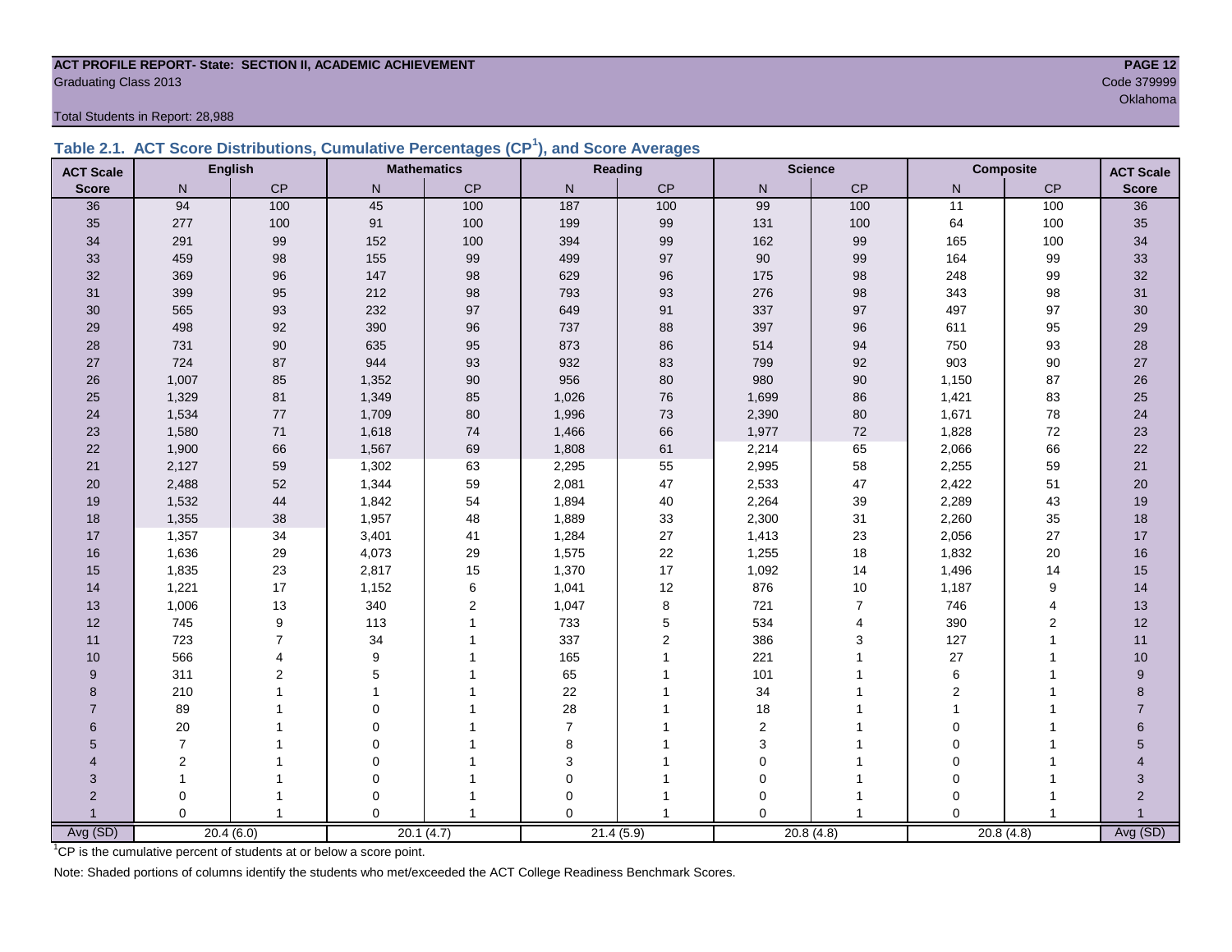**ACT PROFILE REPORT- State: SECTION II, ACADEMIC ACHIEVEMENT**

Graduating Class 2013

Code 379999

Oklahoma

Total Students in Report: 28,988

## Table 2.1. ACT Score Distributions, Cumulative Percentages (CP[1]), and Score Averages

| ACT Scale | English | | Mathematics | | Reading | | Science | | Composite | | ACT Scale |
|---|---|---|---|---|---|---|---|---|---|---|---|
| Score | N | CP | N | CP | N | CP | N | CP | N | CP | Score |
| 36 | 94 | 100 | 45 | 100 | 187 | 100 | 99 | 100 | 11 | 100 | 36 |
| 35 | 277 | 100 | 91 | 100 | 199 | 99 | 131 | 100 | 64 | 100 | 35 |
| 34 | 291 | 99 | 152 | 100 | 394 | 99 | 162 | 99 | 165 | 100 | 34 |
| 33 | 459 | 98 | 155 | 99 | 499 | 97 | 90 | 99 | 164 | 99 | 33 |
| 32 | 369 | 96 | 147 | 98 | 629 | 96 | 175 | 98 | 248 | 99 | 32 |
| 31 | 399 | 95 | 212 | 98 | 793 | 93 | 276 | 98 | 343 | 98 | 31 |
| 30 | 565 | 93 | 232 | 97 | 649 | 91 | 337 | 97 | 497 | 97 | 30 |
| 29 | 498 | 92 | 390 | 96 | 737 | 88 | 397 | 96 | 611 | 95 | 29 |
| 28 | 731 | 90 | 635 | 95 | 873 | 86 | 514 | 94 | 750 | 93 | 28 |
| 27 | 724 | 87 | 944 | 93 | 932 | 83 | 799 | 92 | 903 | 90 | 27 |
| 26 | 1,007 | 85 | 1,352 | 90 | 956 | 80 | 980 | 90 | 1,150 | 87 | 26 |
| 25 | 1,329 | 81 | 1,349 | 85 | 1,026 | 76 | 1,699 | 86 | 1,421 | 83 | 25 |
| 24 | 1,534 | 77 | 1,709 | 80 | 1,996 | 73 | 2,390 | 80 | 1,671 | 78 | 24 |
| 23 | 1,580 | 71 | 1,618 | 74 | 1,466 | 66 | 1,977 | 72 | 1,828 | 72 | 23 |
| 22 | 1,900 | 66 | 1,567 | 69 | 1,808 | 61 | 2,214 | 65 | 2,066 | 66 | 22 |
| 21 | 2,127 | 59 | 1,302 | 63 | 2,295 | 55 | 2,995 | 58 | 2,255 | 59 | 21 |
| 20 | 2,488 | 52 | 1,344 | 59 | 2,081 | 47 | 2,533 | 47 | 2,422 | 51 | 20 |
| 19 | 1,532 | 44 | 1,842 | 54 | 1,894 | 40 | 2,264 | 39 | 2,289 | 43 | 19 |
| 18 | 1,355 | 38 | 1,957 | 48 | 1,889 | 33 | 2,300 | 31 | 2,260 | 35 | 18 |
| 17 | 1,357 | 34 | 3,401 | 41 | 1,284 | 27 | 1,413 | 23 | 2,056 | 27 | 17 |
| 16 | 1,636 | 29 | 4,073 | 29 | 1,575 | 22 | 1,255 | 18 | 1,832 | 20 | 16 |
| 15 | 1,835 | 23 | 2,817 | 15 | 1,370 | 17 | 1,092 | 14 | 1,496 | 14 | 15 |
| 14 | 1,221 | 17 | 1,152 | 6 | 1,041 | 12 | 876 | 10 | 1,187 | 9 | 14 |
| 13 | 1,006 | 13 | 340 | 2 | 1,047 | 8 | 721 | 7 | 746 | 4 | 13 |
| 12 | 745 | 9 | 113 | 1 | 733 | 5 | 534 | 4 | 390 | 2 | 12 |
| 11 | 723 | 7 | 34 | 1 | 337 | 2 | 386 | 3 | 127 | 1 | 11 |
| 10 | 566 | 4 | 9 | 1 | 165 | 1 | 221 | 1 | 27 | 1 | 10 |
| 9 | 311 | 2 | 5 | 1 | 65 | 1 | 101 | 1 | 6 | 1 | 9 |
| 8 | 210 | 1 | 1 | 1 | 22 | 1 | 34 | 1 | 2 | 1 | 8 |
| 7 | 89 | 1 | 0 | 1 | 28 | 1 | 18 | 1 | 1 | 1 | 7 |
| 6 | 20 | 1 | 0 | 1 | 7 | 1 | 2 | 1 | 0 | 1 | 6 |
| 5 | 7 | 1 | 0 | 1 | 8 | 1 | 3 | 1 | 0 | 1 | 5 |
| 4 | 2 | 1 | 0 | 1 | 3 | 1 | 0 | 1 | 0 | 1 | 4 |
| 3 | 1 | 1 | 0 | 1 | 0 | 1 | 0 | 1 | 0 | 1 | 3 |
| 2 | 0 | 1 | 0 | 1 | 0 | 1 | 0 | 1 | 0 | 1 | 2 |
| 1 | 0 | 1 | 0 | 1 | 0 | 1 | 0 | 1 | 0 | 1 | 1 |
| Avg (SD) | 20.4 (6.0) | | 20.1 (4.7) | | 21.4 (5.9) | | 20.8 (4.8) | | 20.8 (4.8) | | Avg (SD) |

[1]CP is the cumulative percent of students at or below a score point.

Note: Shaded portions of columns identify the students who met/exceeded the ACT College Readiness Benchmark Scores.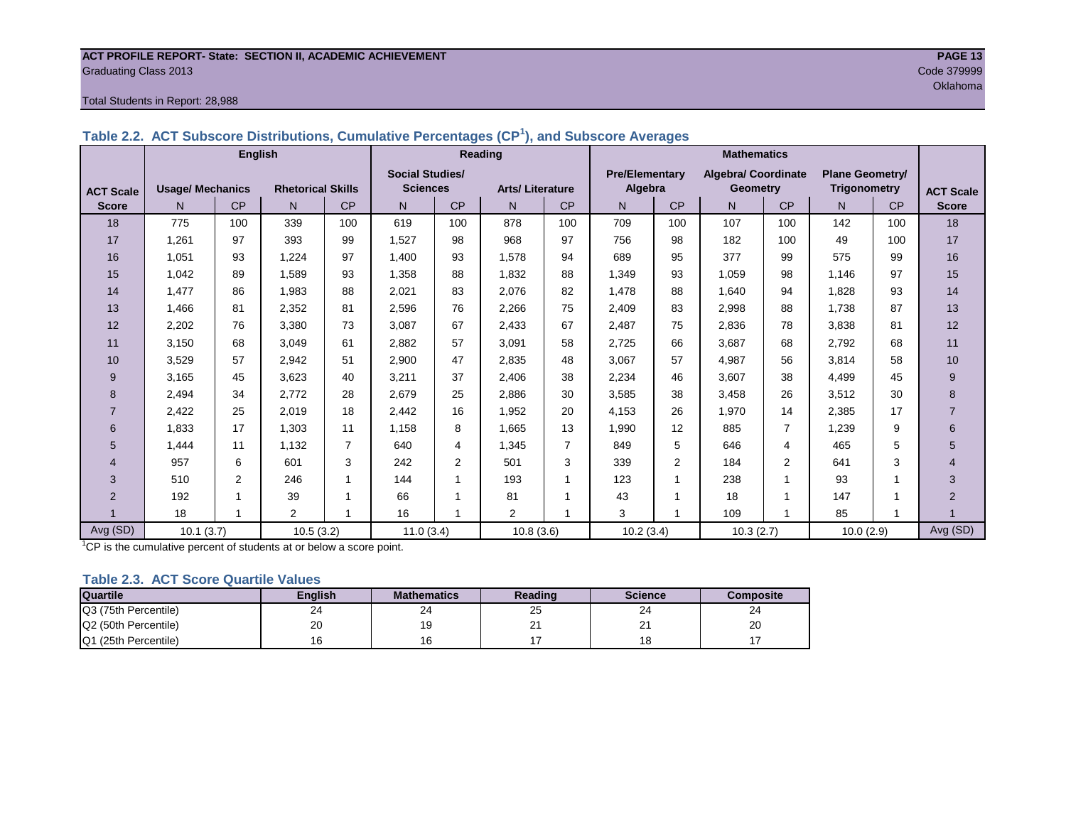ACT PROFILE REPORT- State: SECTION II, ACADEMIC ACHIEVEMENT

Graduating Class 2013

Code 379999

Oklahoma

Total Students in Report: 28,988

## Table 2.2. ACT Subscore Distributions, Cumulative Percentages (CP[1]), and Subscore Averages

| ACT Scale Score | English | | | | Reading | | | | Mathematics | | | | | | ACT Scale Score |
|---|---|---|---|---|---|---|---|---|---|---|---|---|---|---|---|
| | Usage/ Mechanics | | Rhetorical Skills | | Social Studies/ Sciences | | Arts/ Literature | | Pre/Elementary Algebra | | Algebra/ Coordinate Geometry | | Plane Geometry/ Trigonometry | | |
| | N | CP | N | CP | N | CP | N | CP | N | CP | N | CP | N | CP | |
| 18 | 775 | 100 | 339 | 100 | 619 | 100 | 878 | 100 | 709 | 100 | 107 | 100 | 142 | 100 | 18 |
| 17 | 1,261 | 97 | 393 | 99 | 1,527 | 98 | 968 | 97 | 756 | 98 | 182 | 100 | 49 | 100 | 17 |
| 16 | 1,051 | 93 | 1,224 | 97 | 1,400 | 93 | 1,578 | 94 | 689 | 95 | 377 | 99 | 575 | 99 | 16 |
| 15 | 1,042 | 89 | 1,589 | 93 | 1,358 | 88 | 1,832 | 88 | 1,349 | 93 | 1,059 | 98 | 1,146 | 97 | 15 |
| 14 | 1,477 | 86 | 1,983 | 88 | 2,021 | 83 | 2,076 | 82 | 1,478 | 88 | 1,640 | 94 | 1,828 | 93 | 14 |
| 13 | 1,466 | 81 | 2,352 | 81 | 2,596 | 76 | 2,266 | 75 | 2,409 | 83 | 2,998 | 88 | 1,738 | 87 | 13 |
| 12 | 2,202 | 76 | 3,380 | 73 | 3,087 | 67 | 2,433 | 67 | 2,487 | 75 | 2,836 | 78 | 3,838 | 81 | 12 |
| 11 | 3,150 | 68 | 3,049 | 61 | 2,882 | 57 | 3,091 | 58 | 2,725 | 66 | 3,687 | 68 | 2,792 | 68 | 11 |
| 10 | 3,529 | 57 | 2,942 | 51 | 2,900 | 47 | 2,835 | 48 | 3,067 | 57 | 4,987 | 56 | 3,814 | 58 | 10 |
| 9 | 3,165 | 45 | 3,623 | 40 | 3,211 | 37 | 2,406 | 38 | 2,234 | 46 | 3,607 | 38 | 4,499 | 45 | 9 |
| 8 | 2,494 | 34 | 2,772 | 28 | 2,679 | 25 | 2,886 | 30 | 3,585 | 38 | 3,458 | 26 | 3,512 | 30 | 8 |
| 7 | 2,422 | 25 | 2,019 | 18 | 2,442 | 16 | 1,952 | 20 | 4,153 | 26 | 1,970 | 14 | 2,385 | 17 | 7 |
| 6 | 1,833 | 17 | 1,303 | 11 | 1,158 | 8 | 1,665 | 13 | 1,990 | 12 | 885 | 7 | 1,239 | 9 | 6 |
| 5 | 1,444 | 11 | 1,132 | 7 | 640 | 4 | 1,345 | 7 | 849 | 5 | 646 | 4 | 465 | 5 | 5 |
| 4 | 957 | 6 | 601 | 3 | 242 | 2 | 501 | 3 | 339 | 2 | 184 | 2 | 641 | 3 | 4 |
| 3 | 510 | 2 | 246 | 1 | 144 | 1 | 193 | 1 | 123 | 1 | 238 | 1 | 93 | 1 | 3 |
| 2 | 192 | 1 | 39 | 1 | 66 | 1 | 81 | 1 | 43 | 1 | 18 | 1 | 147 | 1 | 2 |
| 1 | 18 | 1 | 2 | 1 | 16 | 1 | 2 | 1 | 3 | 1 | 109 | 1 | 85 | 1 | 1 |
| Avg (SD) | 10.1 (3.7) | | 10.5 (3.2) | | 11.0 (3.4) | | 10.8 (3.6) | | 10.2 (3.4) | | 10.3 (2.7) | | 10.0 (2.9) | | Avg (SD) |

[1]CP is the cumulative percent of students at or below a score point.

## Table 2.3. ACT Score Quartile Values

| Quartile | English | Mathematics | Reading | Science | Composite |
|---|---|---|---|---|---|
| Q3 (75th Percentile) | 24 | 24 | 25 | 24 | 24 |
| Q2 (50th Percentile) | 20 | 19 | 21 | 21 | 20 |
| Q1 (25th Percentile) | 16 | 16 | 17 | 18 | 17 |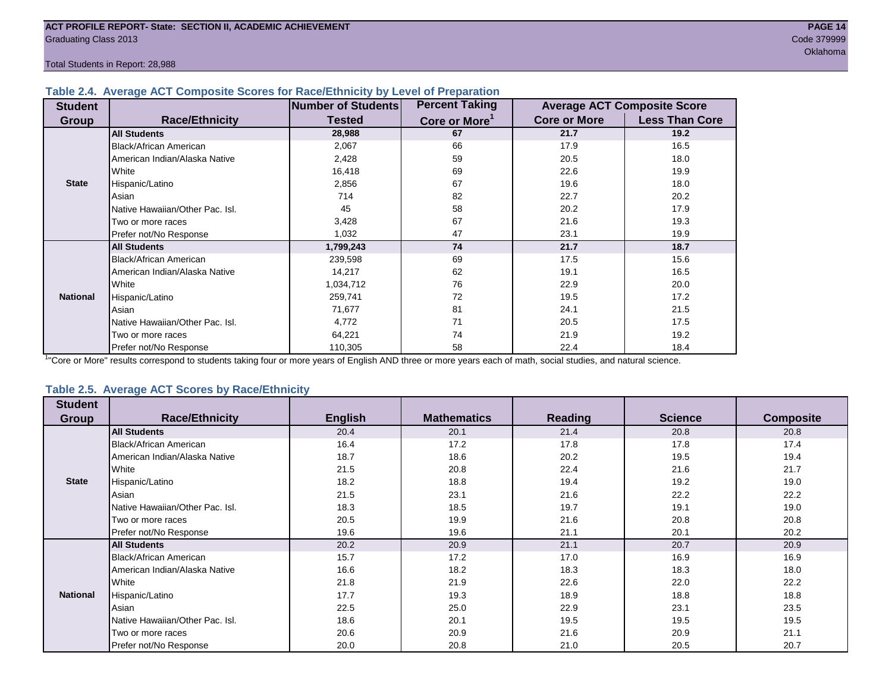### Table 2.4. Average ACT Composite Scores for Race/Ethnicity by Level of Preparation

| Student Group | Race/Ethnicity | Number of Students Tested | Percent Taking Core or More[1] | Average ACT Composite Score | |
|---|---|---|---|---|---|
| | | | | Core or More | Less Than Core |
| State | **All Students** | **28,988** | **67** | **21.7** | **19.2** |
| | Black/African American | 2,067 | 66 | 17.9 | 16.5 |
| | American Indian/Alaska Native | 2,428 | 59 | 20.5 | 18.0 |
| | White | 16,418 | 69 | 22.6 | 19.9 |
| | Hispanic/Latino | 2,856 | 67 | 19.6 | 18.0 |
| | Asian | 714 | 82 | 22.7 | 20.2 |
| | Native Hawaiian/Other Pac. Isl. | 45 | 58 | 20.2 | 17.9 |
| | Two or more races | 3,428 | 67 | 21.6 | 19.3 |
| | Prefer not/No Response | 1,032 | 47 | 23.1 | 19.9 |
| National | **All Students** | **1,799,243** | **74** | **21.7** | **18.7** |
| | Black/African American | 239,598 | 69 | 17.5 | 15.6 |
| | American Indian/Alaska Native | 14,217 | 62 | 19.1 | 16.5 |
| | White | 1,034,712 | 76 | 22.9 | 20.0 |
| | Hispanic/Latino | 259,741 | 72 | 19.5 | 17.2 |
| | Asian | 71,677 | 81 | 24.1 | 21.5 |
| | Native Hawaiian/Other Pac. Isl. | 4,772 | 71 | 20.5 | 17.5 |
| | Two or more races | 64,221 | 74 | 21.9 | 19.2 |
| | Prefer not/No Response | 110,305 | 58 | 22.4 | 18.4 |

[1] "Core or More" results correspond to students taking four or more years of English AND three or more years each of math, social studies, and natural science.

### Table 2.5. Average ACT Scores by Race/Ethnicity

| Student Group | Race/Ethnicity | English | Mathematics | Reading | Science | Composite |
|---|---|---|---|---|---|---|
| State | **All Students** | 20.4 | 20.1 | 21.4 | 20.8 | 20.8 |
| | Black/African American | 16.4 | 17.2 | 17.8 | 17.8 | 17.4 |
| | American Indian/Alaska Native | 18.7 | 18.6 | 20.2 | 19.5 | 19.4 |
| | White | 21.5 | 20.8 | 22.4 | 21.6 | 21.7 |
| | Hispanic/Latino | 18.2 | 18.8 | 19.4 | 19.2 | 19.0 |
| | Asian | 21.5 | 23.1 | 21.6 | 22.2 | 22.2 |
| | Native Hawaiian/Other Pac. Isl. | 18.3 | 18.5 | 19.7 | 19.1 | 19.0 |
| | Two or more races | 20.5 | 19.9 | 21.6 | 20.8 | 20.8 |
| | Prefer not/No Response | 19.6 | 19.6 | 21.1 | 20.1 | 20.2 |
| National | **All Students** | 20.2 | 20.9 | 21.1 | 20.7 | 20.9 |
| | Black/African American | 15.7 | 17.2 | 17.0 | 16.9 | 16.9 |
| | American Indian/Alaska Native | 16.6 | 18.2 | 18.3 | 18.3 | 18.0 |
| | White | 21.8 | 21.9 | 22.6 | 22.0 | 22.2 |
| | Hispanic/Latino | 17.7 | 19.3 | 18.9 | 18.8 | 18.8 |
| | Asian | 22.5 | 25.0 | 22.9 | 23.1 | 23.5 |
| | Native Hawaiian/Other Pac. Isl. | 18.6 | 20.1 | 19.5 | 19.5 | 19.5 |
| | Two or more races | 20.6 | 20.9 | 21.6 | 20.9 | 21.1 |
| | Prefer not/No Response | 20.0 | 20.8 | 21.0 | 20.5 | 20.7 |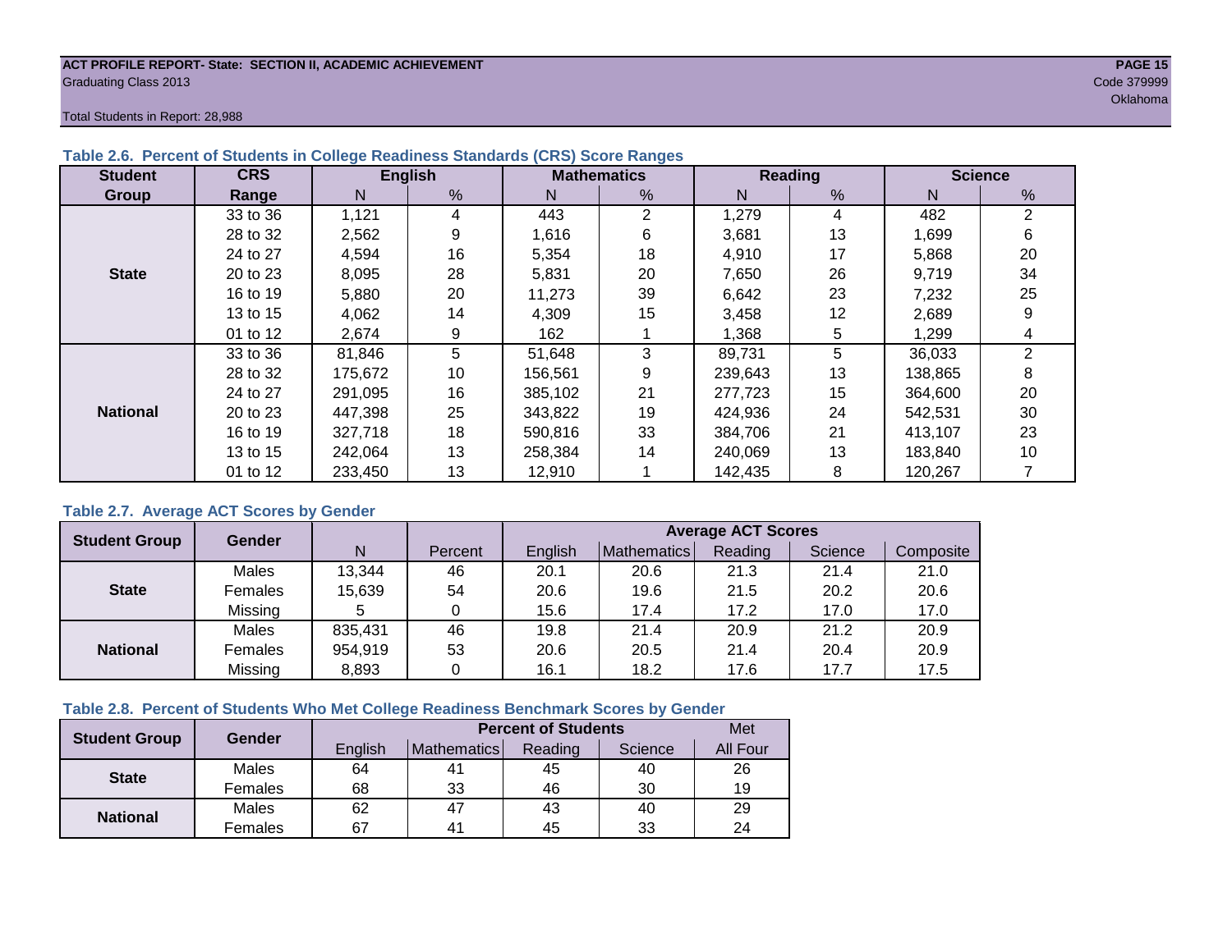ACT PROFILE REPORT- State: SECTION II, ACADEMIC ACHIEVEMENT
Graduating Class 2013

Code 379999
Oklahoma

Total Students in Report: 28,988

### Table 2.6. Percent of Students in College Readiness Standards (CRS) Score Ranges

| Student Group | CRS Range | English | | Mathematics | | Reading | | Science | |
|---|---|---|---|---|---|---|---|---|---|
| | | N | % | N | % | N | % | N | % |
| State | 33 to 36 | 1,121 | 4 | 443 | 2 | 1,279 | 4 | 482 | 2 |
| | 28 to 32 | 2,562 | 9 | 1,616 | 6 | 3,681 | 13 | 1,699 | 6 |
| | 24 to 27 | 4,594 | 16 | 5,354 | 18 | 4,910 | 17 | 5,868 | 20 |
| | 20 to 23 | 8,095 | 28 | 5,831 | 20 | 7,650 | 26 | 9,719 | 34 |
| | 16 to 19 | 5,880 | 20 | 11,273 | 39 | 6,642 | 23 | 7,232 | 25 |
| | 13 to 15 | 4,062 | 14 | 4,309 | 15 | 3,458 | 12 | 2,689 | 9 |
| | 01 to 12 | 2,674 | 9 | 162 | 1 | 1,368 | 5 | 1,299 | 4 |
| National | 33 to 36 | 81,846 | 5 | 51,648 | 3 | 89,731 | 5 | 36,033 | 2 |
| | 28 to 32 | 175,672 | 10 | 156,561 | 9 | 239,643 | 13 | 138,865 | 8 |
| | 24 to 27 | 291,095 | 16 | 385,102 | 21 | 277,723 | 15 | 364,600 | 20 |
| | 20 to 23 | 447,398 | 25 | 343,822 | 19 | 424,936 | 24 | 542,531 | 30 |
| | 16 to 19 | 327,718 | 18 | 590,816 | 33 | 384,706 | 21 | 413,107 | 23 |
| | 13 to 15 | 242,064 | 13 | 258,384 | 14 | 240,069 | 13 | 183,840 | 10 |
| | 01 to 12 | 233,450 | 13 | 12,910 | 1 | 142,435 | 8 | 120,267 | 7 |

### Table 2.7. Average ACT Scores by Gender

| Student Group | Gender | N | Percent | Average ACT Scores | | | | |
|---|---|---|---|---|---|---|---|---|
| | | | | English | Mathematics | Reading | Science | Composite |
| State | Males | 13,344 | 46 | 20.1 | 20.6 | 21.3 | 21.4 | 21.0 |
| | Females | 15,639 | 54 | 20.6 | 19.6 | 21.5 | 20.2 | 20.6 |
| | Missing | 5 | 0 | 15.6 | 17.4 | 17.2 | 17.0 | 17.0 |
| National | Males | 835,431 | 46 | 19.8 | 21.4 | 20.9 | 21.2 | 20.9 |
| | Females | 954,919 | 53 | 20.6 | 20.5 | 21.4 | 20.4 | 20.9 |
| | Missing | 8,893 | 0 | 16.1 | 18.2 | 17.6 | 17.7 | 17.5 |

### Table 2.8. Percent of Students Who Met College Readiness Benchmark Scores by Gender

| Student Group | Gender | Percent of Students | | | | Met |
|---|---|---|---|---|---|---|
| | | English | Mathematics | Reading | Science | All Four |
| State | Males | 64 | 41 | 45 | 40 | 26 |
| | Females | 68 | 33 | 46 | 30 | 19 |
| National | Males | 62 | 47 | 43 | 40 | 29 |
| | Females | 67 | 41 | 45 | 33 | 24 |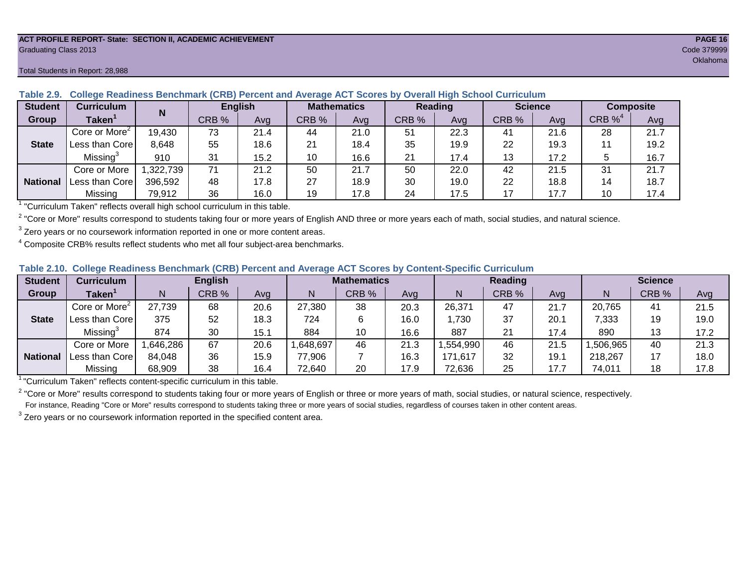ACT PROFILE REPORT- State: SECTION II, ACADEMIC ACHIEVEMENT

Graduating Class 2013

Code 379999

Oklahoma

Total Students in Report: 28,988

**Table 2.9. College Readiness Benchmark (CRB) Percent and Average ACT Scores by Overall High School Curriculum**

| Student Group | Curriculum Taken[1] | N | English | | Mathematics | | Reading | | Science | | Composite | |
|---|---|---|---|---|---|---|---|---|---|---|---|---|
| | | | CRB % | Avg | CRB % | Avg | CRB % | Avg | CRB % | Avg | CRB %[4] | Avg |
| State | Core or More[2] | 19,430 | 73 | 21.4 | 44 | 21.0 | 51 | 22.3 | 41 | 21.6 | 28 | 21.7 |
| | Less than Core | 8,648 | 55 | 18.6 | 21 | 18.4 | 35 | 19.9 | 22 | 19.3 | 11 | 19.2 |
| | Missing[3] | 910 | 31 | 15.2 | 10 | 16.6 | 21 | 17.4 | 13 | 17.2 | 5 | 16.7 |
| National | Core or More | 1,322,739 | 71 | 21.2 | 50 | 21.7 | 50 | 22.0 | 42 | 21.5 | 31 | 21.7 |
| | Less than Core | 396,592 | 48 | 17.8 | 27 | 18.9 | 30 | 19.0 | 22 | 18.8 | 14 | 18.7 |
| | Missing | 79,912 | 36 | 16.0 | 19 | 17.8 | 24 | 17.5 | 17 | 17.7 | 10 | 17.4 |

[1] "Curriculum Taken" reflects overall high school curriculum in this table.

[2] "Core or More" results correspond to students taking four or more years of English AND three or more years each of math, social studies, and natural science.

[3] Zero years or no coursework information reported in one or more content areas.

[4] Composite CRB% results reflect students who met all four subject-area benchmarks.

**Table 2.10. College Readiness Benchmark (CRB) Percent and Average ACT Scores by Content-Specific Curriculum**

| Student Group | Curriculum Taken[1] | English | | | Mathematics | | | Reading | | | Science | | |
|---|---|---|---|---|---|---|---|---|---|---|---|---|---|
| | | N | CRB % | Avg | N | CRB % | Avg | N | CRB % | Avg | N | CRB % | Avg |
| State | Core or More[2] | 27,739 | 68 | 20.6 | 27,380 | 38 | 20.3 | 26,371 | 47 | 21.7 | 20,765 | 41 | 21.5 |
| | Less than Core | 375 | 52 | 18.3 | 724 | 6 | 16.0 | 1,730 | 37 | 20.1 | 7,333 | 19 | 19.0 |
| | Missing[3] | 874 | 30 | 15.1 | 884 | 10 | 16.6 | 887 | 21 | 17.4 | 890 | 13 | 17.2 |
| National | Core or More | 1,646,286 | 67 | 20.6 | 1,648,697 | 46 | 21.3 | 1,554,990 | 46 | 21.5 | 1,506,965 | 40 | 21.3 |
| | Less than Core | 84,048 | 36 | 15.9 | 77,906 | 7 | 16.3 | 171,617 | 32 | 19.1 | 218,267 | 17 | 18.0 |
| | Missing | 68,909 | 38 | 16.4 | 72,640 | 20 | 17.9 | 72,636 | 25 | 17.7 | 74,011 | 18 | 17.8 |

[1] "Curriculum Taken" reflects content-specific curriculum in this table.

[2] "Core or More" results correspond to students taking four or more years of English or three or more years of math, social studies, or natural science, respectively.
For instance, Reading "Core or More" results correspond to students taking three or more years of social studies, regardless of courses taken in other content areas.

[3] Zero years or no coursework information reported in the specified content area.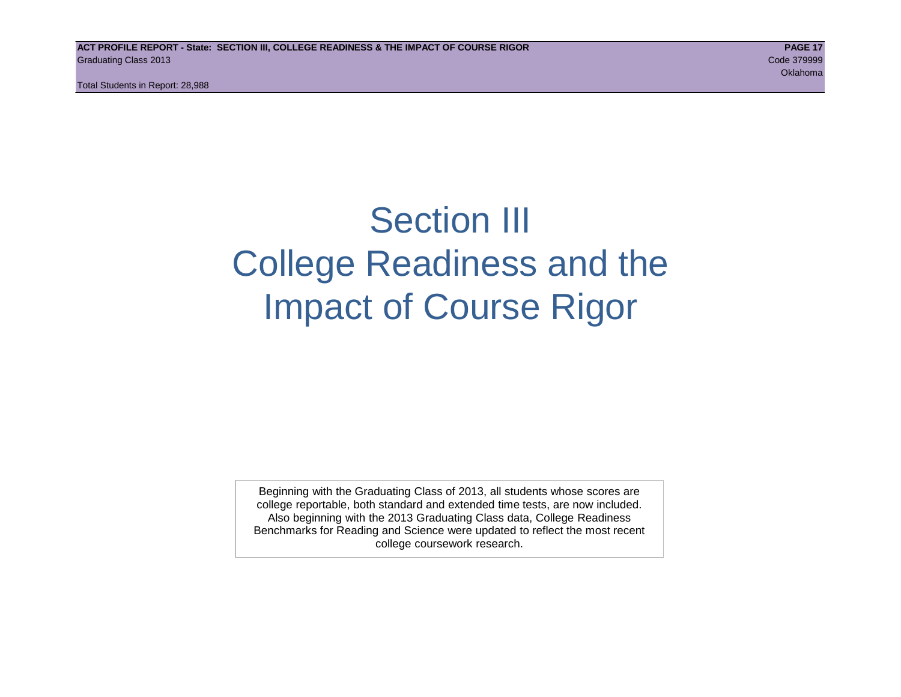# Section III
# College Readiness and the Impact of Course Rigor

Beginning with the Graduating Class of 2013, all students whose scores are college reportable, both standard and extended time tests, are now included. Also beginning with the 2013 Graduating Class data, College Readiness Benchmarks for Reading and Science were updated to reflect the most recent college coursework research.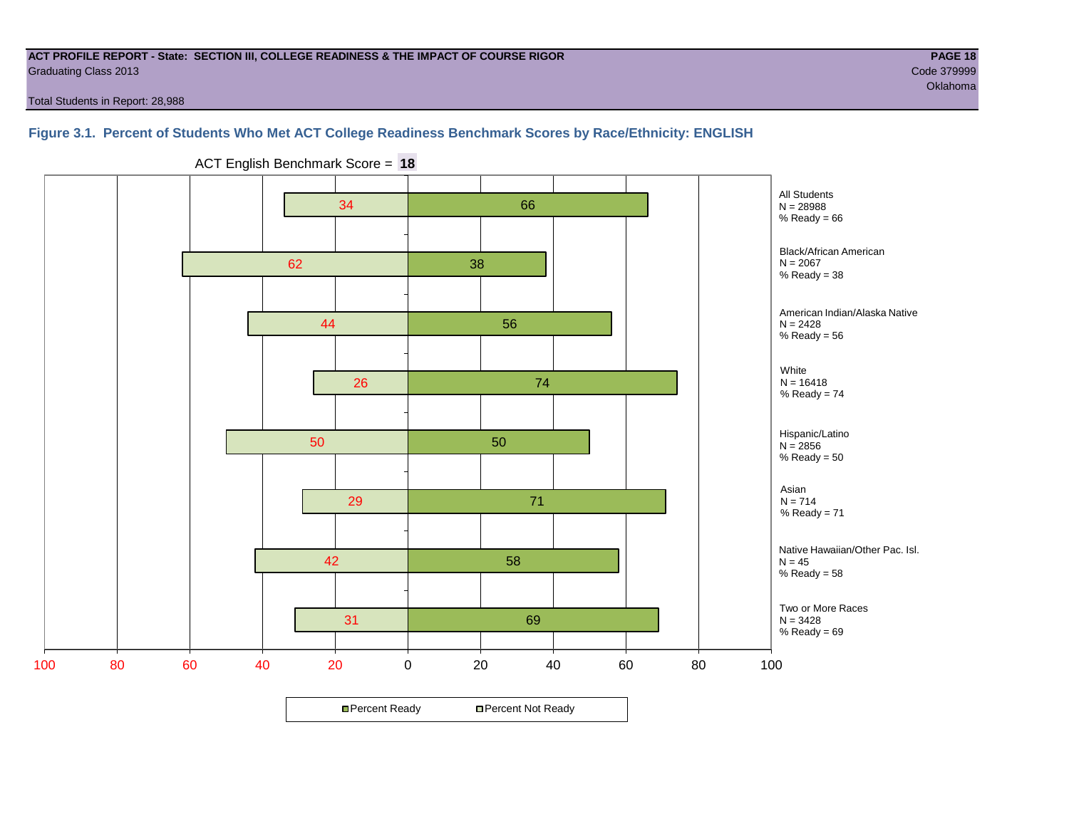**ACT PROFILE REPORT - State: SECTION III, COLLEGE READINESS & THE IMPACT OF COURSE RIGOR**
Graduating Class 2013
Code 379999
Oklahoma

Total Students in Report: 28,988

### Figure 3.1. Percent of Students Who Met ACT College Readiness Benchmark Scores by Race/Ethnicity: ENGLISH

ACT English Benchmark Score = **18**

| Group | N | Percent Not Ready | Percent Ready |
|---|---|---|---|
| All Students | 28988 | 34 | 66 |
| Black/African American | 2067 | 62 | 38 |
| American Indian/Alaska Native | 2428 | 44 | 56 |
| White | 16418 | 26 | 74 |
| Hispanic/Latino | 2856 | 50 | 50 |
| Asian | 714 | 29 | 71 |
| Native Hawaiian/Other Pac. Isl. | 45 | 42 | 58 |
| Two or More Races | 3428 | 31 | 69 |

Percent Ready / Percent Not Ready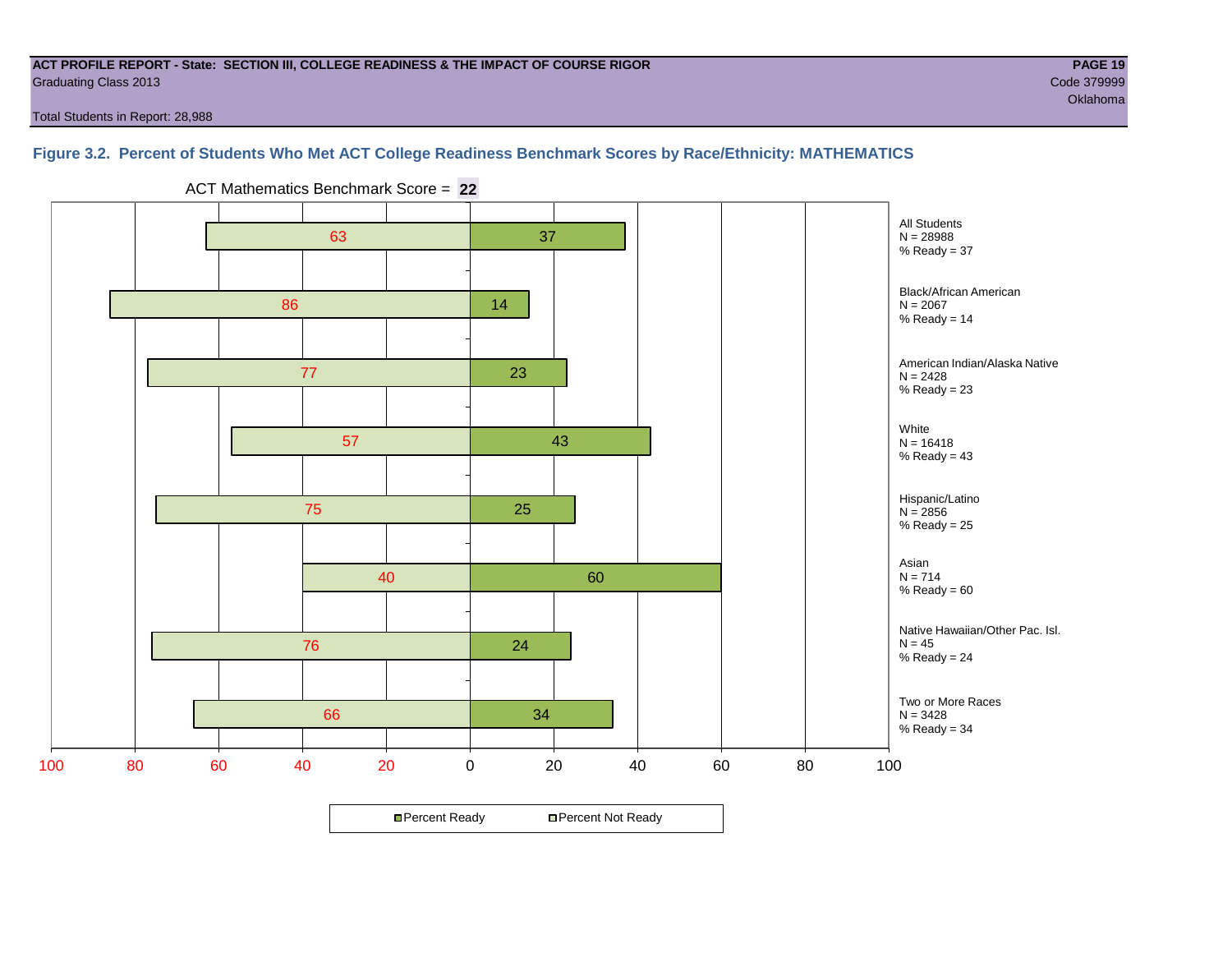ACT PROFILE REPORT - State: SECTION III, COLLEGE READINESS & THE IMPACT OF COURSE RIGOR

Graduating Class 2013

Code 379999

Oklahoma

Total Students in Report: 28,988

### Figure 3.2. Percent of Students Who Met ACT College Readiness Benchmark Scores by Race/Ethnicity: MATHEMATICS

ACT Mathematics Benchmark Score = **22**

| Group | N | Percent Not Ready | Percent Ready | % Ready |
|---|---|---|---|---|
| All Students | 28988 | 63 | 37 | 37 |
| Black/African American | 2067 | 86 | 14 | 14 |
| American Indian/Alaska Native | 2428 | 77 | 23 | 23 |
| White | 16418 | 57 | 43 | 43 |
| Hispanic/Latino | 2856 | 75 | 25 | 25 |
| Asian | 714 | 40 | 60 | 60 |
| Native Hawaiian/Other Pac. Isl. | 45 | 76 | 24 | 24 |
| Two or More Races | 3428 | 66 | 34 | 34 |

Percent Ready / Percent Not Ready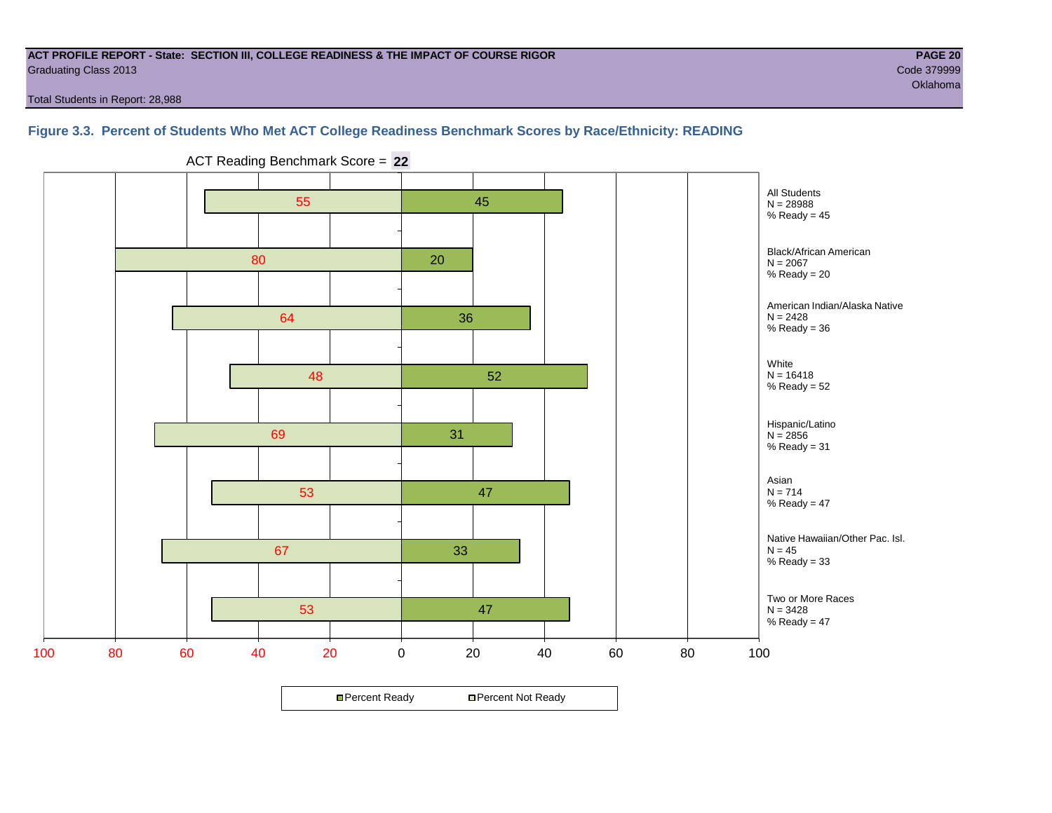**ACT PROFILE REPORT - State: SECTION III, COLLEGE READINESS & THE IMPACT OF COURSE RIGOR**
Graduating Class 2013
Code 379999
Oklahoma

Total Students in Report: 28,988

### Figure 3.3. Percent of Students Who Met ACT College Readiness Benchmark Scores by Race/Ethnicity: READING

ACT Reading Benchmark Score = **22**

| Group | N | Percent Not Ready | Percent Ready |
|---|---|---|---|
| All Students | 28988 | 55 | 45 |
| Black/African American | 2067 | 80 | 20 |
| American Indian/Alaska Native | 2428 | 64 | 36 |
| White | 16418 | 48 | 52 |
| Hispanic/Latino | 2856 | 69 | 31 |
| Asian | 714 | 53 | 47 |
| Native Hawaiian/Other Pac. Isl. | 45 | 67 | 33 |
| Two or More Races | 3428 | 53 | 47 |

Legend: Percent Ready; Percent Not Ready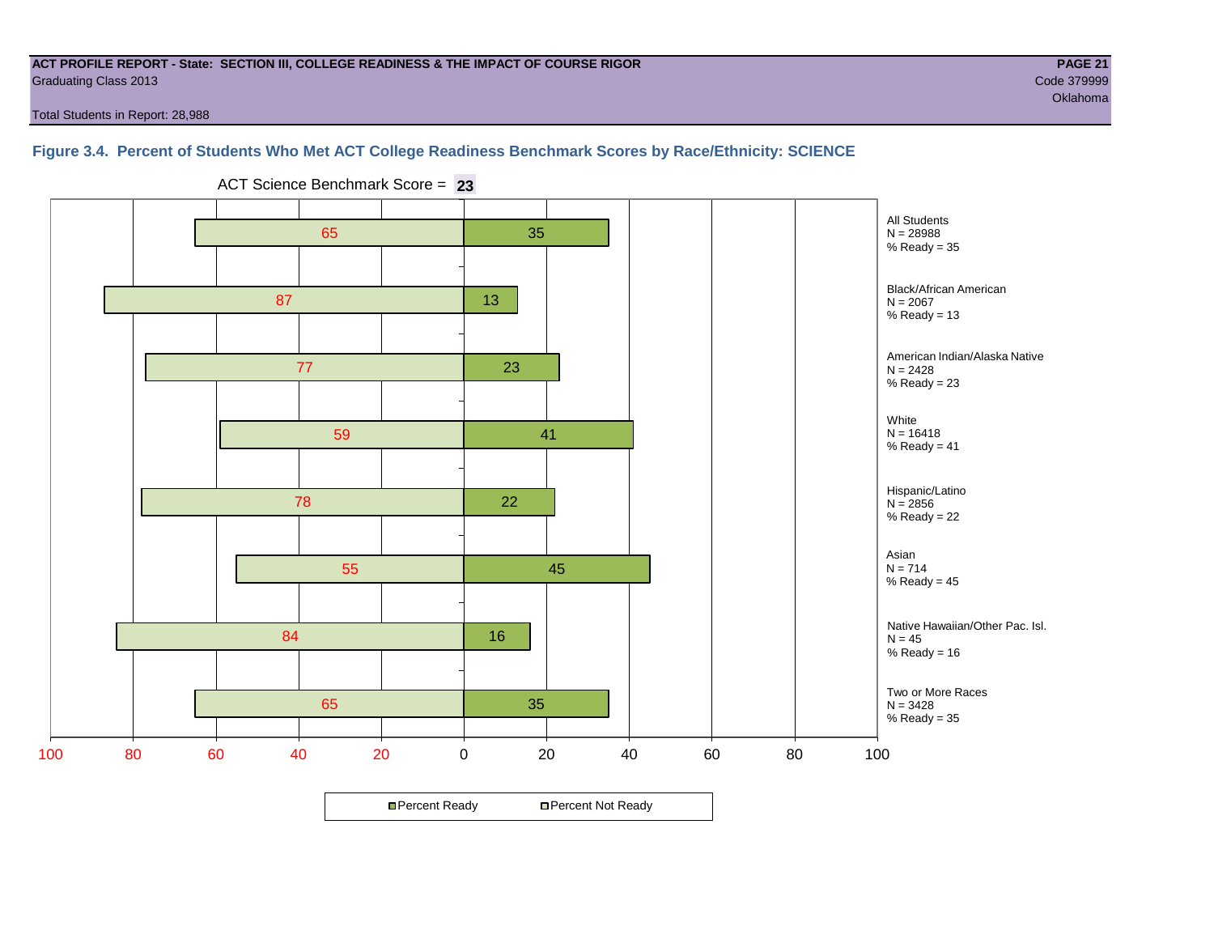**ACT PROFILE REPORT - State: SECTION III, COLLEGE READINESS & THE IMPACT OF COURSE RIGOR**
Graduating Class 2013

**PAGE 21**
Code 379999
Oklahoma

Total Students in Report: 28,988

### Figure 3.4. Percent of Students Who Met ACT College Readiness Benchmark Scores by Race/Ethnicity: SCIENCE

ACT Science Benchmark Score = **23**

| Group | N | Percent Not Ready | Percent Ready |
|---|---|---|---|
| All Students | 28988 | 65 | 35 |
| Black/African American | 2067 | 87 | 13 |
| American Indian/Alaska Native | 2428 | 77 | 23 |
| White | 16418 | 59 | 41 |
| Hispanic/Latino | 2856 | 78 | 22 |
| Asian | 714 | 55 | 45 |
| Native Hawaiian/Other Pac. Isl. | 45 | 84 | 16 |
| Two or More Races | 3428 | 65 | 35 |

All Students
N = 28988
% Ready = 35

Black/African American
N = 2067
% Ready = 13

American Indian/Alaska Native
N = 2428
% Ready = 23

White
N = 16418
% Ready = 41

Hispanic/Latino
N = 2856
% Ready = 22

Asian
N = 714
% Ready = 45

Native Hawaiian/Other Pac. Isl.
N = 45
% Ready = 16

Two or More Races
N = 3428
% Ready = 35

Percent Ready | Percent Not Ready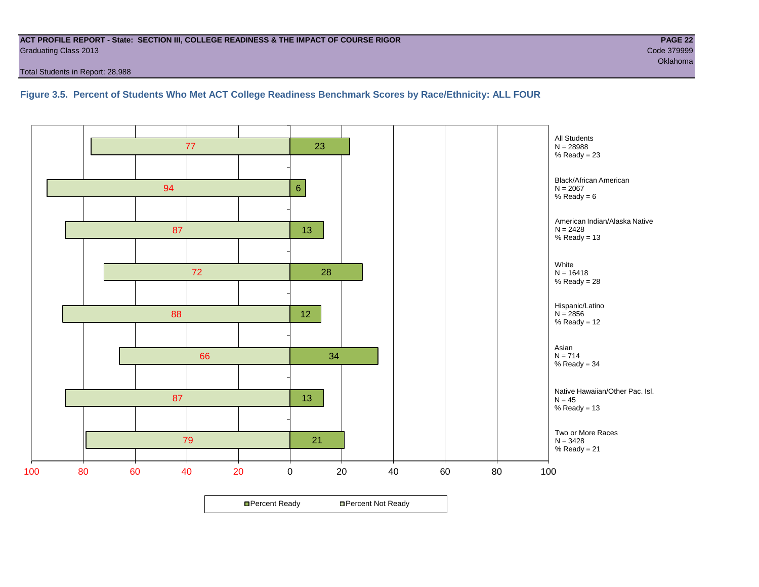**ACT PROFILE REPORT - State: SECTION III, COLLEGE READINESS & THE IMPACT OF COURSE RIGOR**
Graduating Class 2013

Code 379999
Oklahoma

Total Students in Report: 28,988

### Figure 3.5. Percent of Students Who Met ACT College Readiness Benchmark Scores by Race/Ethnicity: ALL FOUR

| Group | N | Percent Not Ready | Percent Ready |
|---|---|---|---|
| All Students | 28988 | 77 | 23 |
| Black/African American | 2067 | 94 | 6 |
| American Indian/Alaska Native | 2428 | 87 | 13 |
| White | 16418 | 72 | 28 |
| Hispanic/Latino | 2856 | 88 | 12 |
| Asian | 714 | 66 | 34 |
| Native Hawaiian/Other Pac. Isl. | 45 | 87 | 13 |
| Two or More Races | 3428 | 79 | 21 |

Percent Ready    Percent Not Ready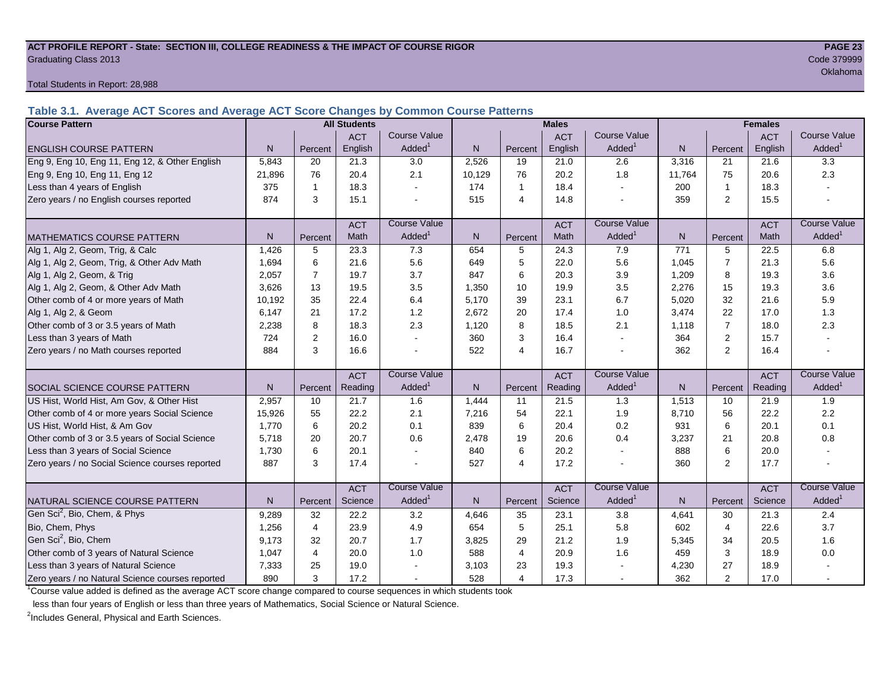ACT PROFILE REPORT - State: SECTION III, COLLEGE READINESS & THE IMPACT OF COURSE RIGOR
Graduating Class 2013

Code 379999
Oklahoma

Total Students in Report: 28,988

## Table 3.1. Average ACT Scores and Average ACT Score Changes by Common Course Patterns

| Course Pattern | All Students | | | | Males | | | | Females | | | |
|---|---|---|---|---|---|---|---|---|---|---|---|---|
| ENGLISH COURSE PATTERN | N | Percent | ACT English | Course Value Added[1] | N | Percent | ACT English | Course Value Added[1] | N | Percent | ACT English | Course Value Added[1] |
| Eng 9, Eng 10, Eng 11, Eng 12, & Other English | 5,843 | 20 | 21.3 | 3.0 | 2,526 | 19 | 21.0 | 2.6 | 3,316 | 21 | 21.6 | 3.3 |
| Eng 9, Eng 10, Eng 11, Eng 12 | 21,896 | 76 | 20.4 | 2.1 | 10,129 | 76 | 20.2 | 1.8 | 11,764 | 75 | 20.6 | 2.3 |
| Less than 4 years of English | 375 | 1 | 18.3 | - | 174 | 1 | 18.4 | - | 200 | 1 | 18.3 | - |
| Zero years / no English courses reported | 874 | 3 | 15.1 | - | 515 | 4 | 14.8 | - | 359 | 2 | 15.5 | - |
| MATHEMATICS COURSE PATTERN | N | Percent | ACT Math | Course Value Added[1] | N | Percent | ACT Math | Course Value Added[1] | N | Percent | ACT Math | Course Value Added[1] |
| Alg 1, Alg 2, Geom, Trig, & Calc | 1,426 | 5 | 23.3 | 7.3 | 654 | 5 | 24.3 | 7.9 | 771 | 5 | 22.5 | 6.8 |
| Alg 1, Alg 2, Geom, Trig, & Other Adv Math | 1,694 | 6 | 21.6 | 5.6 | 649 | 5 | 22.0 | 5.6 | 1,045 | 7 | 21.3 | 5.6 |
| Alg 1, Alg 2, Geom, & Trig | 2,057 | 7 | 19.7 | 3.7 | 847 | 6 | 20.3 | 3.9 | 1,209 | 8 | 19.3 | 3.6 |
| Alg 1, Alg 2, Geom, & Other Adv Math | 3,626 | 13 | 19.5 | 3.5 | 1,350 | 10 | 19.9 | 3.5 | 2,276 | 15 | 19.3 | 3.6 |
| Other comb of 4 or more years of Math | 10,192 | 35 | 22.4 | 6.4 | 5,170 | 39 | 23.1 | 6.7 | 5,020 | 32 | 21.6 | 5.9 |
| Alg 1, Alg 2, & Geom | 6,147 | 21 | 17.2 | 1.2 | 2,672 | 20 | 17.4 | 1.0 | 3,474 | 22 | 17.0 | 1.3 |
| Other comb of 3 or 3.5 years of Math | 2,238 | 8 | 18.3 | 2.3 | 1,120 | 8 | 18.5 | 2.1 | 1,118 | 7 | 18.0 | 2.3 |
| Less than 3 years of Math | 724 | 2 | 16.0 | - | 360 | 3 | 16.4 | - | 364 | 2 | 15.7 | - |
| Zero years / no Math courses reported | 884 | 3 | 16.6 | - | 522 | 4 | 16.7 | - | 362 | 2 | 16.4 | - |
| SOCIAL SCIENCE COURSE PATTERN | N | Percent | ACT Reading | Course Value Added[1] | N | Percent | ACT Reading | Course Value Added[1] | N | Percent | ACT Reading | Course Value Added[1] |
| US Hist, World Hist, Am Gov, & Other Hist | 2,957 | 10 | 21.7 | 1.6 | 1,444 | 11 | 21.5 | 1.3 | 1,513 | 10 | 21.9 | 1.9 |
| Other comb of 4 or more years Social Science | 15,926 | 55 | 22.2 | 2.1 | 7,216 | 54 | 22.1 | 1.9 | 8,710 | 56 | 22.2 | 2.2 |
| US Hist, World Hist, & Am Gov | 1,770 | 6 | 20.2 | 0.1 | 839 | 6 | 20.4 | 0.2 | 931 | 6 | 20.1 | 0.1 |
| Other comb of 3 or 3.5 years of Social Science | 5,718 | 20 | 20.7 | 0.6 | 2,478 | 19 | 20.6 | 0.4 | 3,237 | 21 | 20.8 | 0.8 |
| Less than 3 years of Social Science | 1,730 | 6 | 20.1 | - | 840 | 6 | 20.2 | - | 888 | 6 | 20.0 | - |
| Zero years / no Social Science courses reported | 887 | 3 | 17.4 | - | 527 | 4 | 17.2 | - | 360 | 2 | 17.7 | - |
| NATURAL SCIENCE COURSE PATTERN | N | Percent | ACT Science | Course Value Added[1] | N | Percent | ACT Science | Course Value Added[1] | N | Percent | ACT Science | Course Value Added[1] |
| Gen Sci[2], Bio, Chem, & Phys | 9,289 | 32 | 22.2 | 3.2 | 4,646 | 35 | 23.1 | 3.8 | 4,641 | 30 | 21.3 | 2.4 |
| Bio, Chem, Phys | 1,256 | 4 | 23.9 | 4.9 | 654 | 5 | 25.1 | 5.8 | 602 | 4 | 22.6 | 3.7 |
| Gen Sci[2], Bio, Chem | 9,173 | 32 | 20.7 | 1.7 | 3,825 | 29 | 21.2 | 1.9 | 5,345 | 34 | 20.5 | 1.6 |
| Other comb of 3 years of Natural Science | 1,047 | 4 | 20.0 | 1.0 | 588 | 4 | 20.9 | 1.6 | 459 | 3 | 18.9 | 0.0 |
| Less than 3 years of Natural Science | 7,333 | 25 | 19.0 | - | 3,103 | 23 | 19.3 | - | 4,230 | 27 | 18.9 | - |
| Zero years / no Natural Science courses reported | 890 | 3 | 17.2 | - | 528 | 4 | 17.3 | - | 362 | 2 | 17.0 | - |

[1]Course value added is defined as the average ACT score change compared to course sequences in which students took less than four years of English or less than three years of Mathematics, Social Science or Natural Science.

[2]Includes General, Physical and Earth Sciences.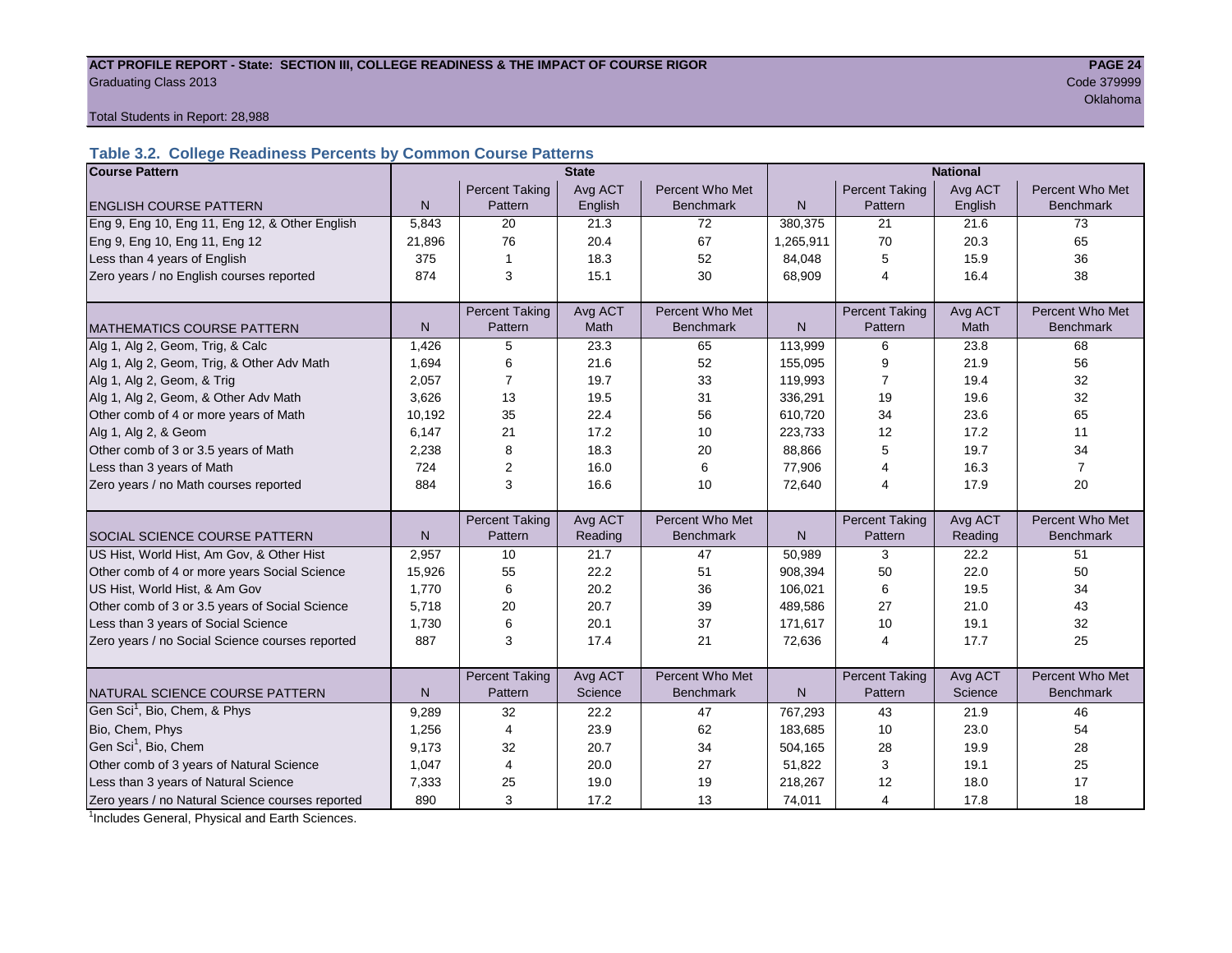ACT PROFILE REPORT - State: SECTION III, COLLEGE READINESS & THE IMPACT OF COURSE RIGOR

Graduating Class 2013

Code 379999

Oklahoma

Total Students in Report: 28,988

### Table 3.2. College Readiness Percents by Common Course Patterns

| Course Pattern | State | | | | National | | | |
|---|---|---|---|---|---|---|---|---|
| ENGLISH COURSE PATTERN | N | Percent Taking Pattern | Avg ACT English | Percent Who Met Benchmark | N | Percent Taking Pattern | Avg ACT English | Percent Who Met Benchmark |
| Eng 9, Eng 10, Eng 11, Eng 12, & Other English | 5,843 | 20 | 21.3 | 72 | 380,375 | 21 | 21.6 | 73 |
| Eng 9, Eng 10, Eng 11, Eng 12 | 21,896 | 76 | 20.4 | 67 | 1,265,911 | 70 | 20.3 | 65 |
| Less than 4 years of English | 375 | 1 | 18.3 | 52 | 84,048 | 5 | 15.9 | 36 |
| Zero years / no English courses reported | 874 | 3 | 15.1 | 30 | 68,909 | 4 | 16.4 | 38 |
| MATHEMATICS COURSE PATTERN | N | Percent Taking Pattern | Avg ACT Math | Percent Who Met Benchmark | N | Percent Taking Pattern | Avg ACT Math | Percent Who Met Benchmark |
| Alg 1, Alg 2, Geom, Trig, & Calc | 1,426 | 5 | 23.3 | 65 | 113,999 | 6 | 23.8 | 68 |
| Alg 1, Alg 2, Geom, Trig, & Other Adv Math | 1,694 | 6 | 21.6 | 52 | 155,095 | 9 | 21.9 | 56 |
| Alg 1, Alg 2, Geom, & Trig | 2,057 | 7 | 19.7 | 33 | 119,993 | 7 | 19.4 | 32 |
| Alg 1, Alg 2, Geom, & Other Adv Math | 3,626 | 13 | 19.5 | 31 | 336,291 | 19 | 19.6 | 32 |
| Other comb of 4 or more years of Math | 10,192 | 35 | 22.4 | 56 | 610,720 | 34 | 23.6 | 65 |
| Alg 1, Alg 2, & Geom | 6,147 | 21 | 17.2 | 10 | 223,733 | 12 | 17.2 | 11 |
| Other comb of 3 or 3.5 years of Math | 2,238 | 8 | 18.3 | 20 | 88,866 | 5 | 19.7 | 34 |
| Less than 3 years of Math | 724 | 2 | 16.0 | 6 | 77,906 | 4 | 16.3 | 7 |
| Zero years / no Math courses reported | 884 | 3 | 16.6 | 10 | 72,640 | 4 | 17.9 | 20 |
| SOCIAL SCIENCE COURSE PATTERN | N | Percent Taking Pattern | Avg ACT Reading | Percent Who Met Benchmark | N | Percent Taking Pattern | Avg ACT Reading | Percent Who Met Benchmark |
| US Hist, World Hist, Am Gov, & Other Hist | 2,957 | 10 | 21.7 | 47 | 50,989 | 3 | 22.2 | 51 |
| Other comb of 4 or more years Social Science | 15,926 | 55 | 22.2 | 51 | 908,394 | 50 | 22.0 | 50 |
| US Hist, World Hist, & Am Gov | 1,770 | 6 | 20.2 | 36 | 106,021 | 6 | 19.5 | 34 |
| Other comb of 3 or 3.5 years of Social Science | 5,718 | 20 | 20.7 | 39 | 489,586 | 27 | 21.0 | 43 |
| Less than 3 years of Social Science | 1,730 | 6 | 20.1 | 37 | 171,617 | 10 | 19.1 | 32 |
| Zero years / no Social Science courses reported | 887 | 3 | 17.4 | 21 | 72,636 | 4 | 17.7 | 25 |
| NATURAL SCIENCE COURSE PATTERN | N | Percent Taking Pattern | Avg ACT Science | Percent Who Met Benchmark | N | Percent Taking Pattern | Avg ACT Science | Percent Who Met Benchmark |
| Gen Sci[1], Bio, Chem, & Phys | 9,289 | 32 | 22.2 | 47 | 767,293 | 43 | 21.9 | 46 |
| Bio, Chem, Phys | 1,256 | 4 | 23.9 | 62 | 183,685 | 10 | 23.0 | 54 |
| Gen Sci[1], Bio, Chem | 9,173 | 32 | 20.7 | 34 | 504,165 | 28 | 19.9 | 28 |
| Other comb of 3 years of Natural Science | 1,047 | 4 | 20.0 | 27 | 51,822 | 3 | 19.1 | 25 |
| Less than 3 years of Natural Science | 7,333 | 25 | 19.0 | 19 | 218,267 | 12 | 18.0 | 17 |
| Zero years / no Natural Science courses reported | 890 | 3 | 17.2 | 13 | 74,011 | 4 | 17.8 | 18 |

[1]Includes General, Physical and Earth Sciences.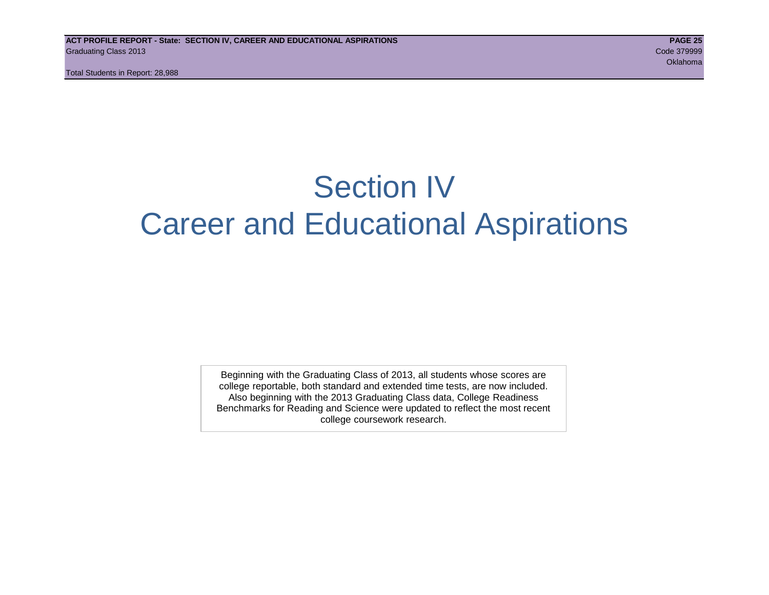# Section IV
# Career and Educational Aspirations

Beginning with the Graduating Class of 2013, all students whose scores are college reportable, both standard and extended time tests, are now included. Also beginning with the 2013 Graduating Class data, College Readiness Benchmarks for Reading and Science were updated to reflect the most recent college coursework research.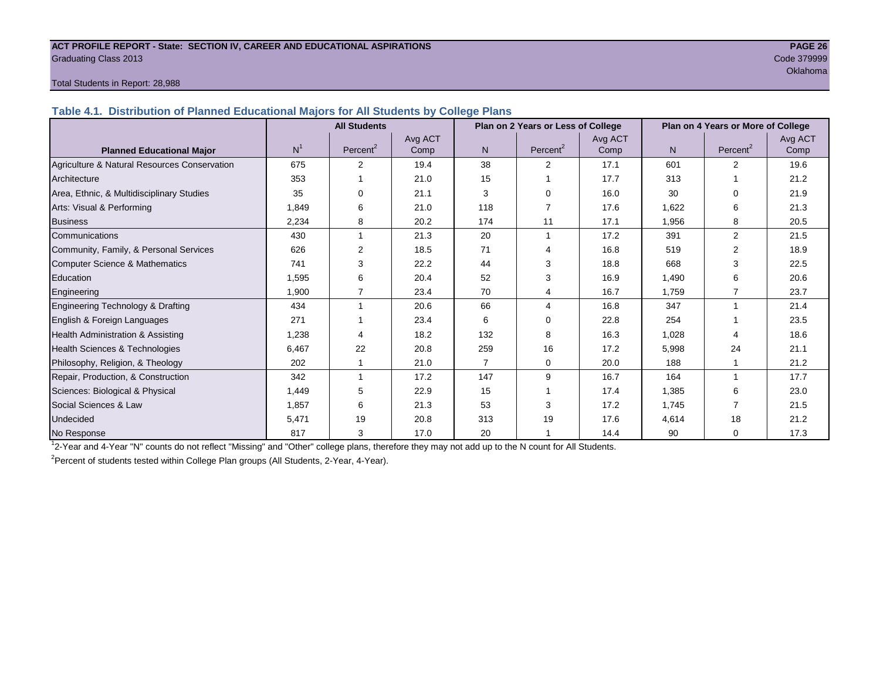ACT PROFILE REPORT - State: SECTION IV, CAREER AND EDUCATIONAL ASPIRATIONS

Graduating Class 2013

Code 379999

Oklahoma

Total Students in Report: 28,988

## Table 4.1. Distribution of Planned Educational Majors for All Students by College Plans

| Planned Educational Major | All Students | | | Plan on 2 Years or Less of College | | | Plan on 4 Years or More of College | | |
|---|---|---|---|---|---|---|---|---|---|
| | N[1] | Percent[2] | Avg ACT Comp | N | Percent[2] | Avg ACT Comp | N | Percent[2] | Avg ACT Comp |
| Agriculture & Natural Resources Conservation | 675 | 2 | 19.4 | 38 | 2 | 17.1 | 601 | 2 | 19.6 |
| Architecture | 353 | 1 | 21.0 | 15 | 1 | 17.7 | 313 | 1 | 21.2 |
| Area, Ethnic, & Multidisciplinary Studies | 35 | 0 | 21.1 | 3 | 0 | 16.0 | 30 | 0 | 21.9 |
| Arts: Visual & Performing | 1,849 | 6 | 21.0 | 118 | 7 | 17.6 | 1,622 | 6 | 21.3 |
| Business | 2,234 | 8 | 20.2 | 174 | 11 | 17.1 | 1,956 | 8 | 20.5 |
| Communications | 430 | 1 | 21.3 | 20 | 1 | 17.2 | 391 | 2 | 21.5 |
| Community, Family, & Personal Services | 626 | 2 | 18.5 | 71 | 4 | 16.8 | 519 | 2 | 18.9 |
| Computer Science & Mathematics | 741 | 3 | 22.2 | 44 | 3 | 18.8 | 668 | 3 | 22.5 |
| Education | 1,595 | 6 | 20.4 | 52 | 3 | 16.9 | 1,490 | 6 | 20.6 |
| Engineering | 1,900 | 7 | 23.4 | 70 | 4 | 16.7 | 1,759 | 7 | 23.7 |
| Engineering Technology & Drafting | 434 | 1 | 20.6 | 66 | 4 | 16.8 | 347 | 1 | 21.4 |
| English & Foreign Languages | 271 | 1 | 23.4 | 6 | 0 | 22.8 | 254 | 1 | 23.5 |
| Health Administration & Assisting | 1,238 | 4 | 18.2 | 132 | 8 | 16.3 | 1,028 | 4 | 18.6 |
| Health Sciences & Technologies | 6,467 | 22 | 20.8 | 259 | 16 | 17.2 | 5,998 | 24 | 21.1 |
| Philosophy, Religion, & Theology | 202 | 1 | 21.0 | 7 | 0 | 20.0 | 188 | 1 | 21.2 |
| Repair, Production, & Construction | 342 | 1 | 17.2 | 147 | 9 | 16.7 | 164 | 1 | 17.7 |
| Sciences: Biological & Physical | 1,449 | 5 | 22.9 | 15 | 1 | 17.4 | 1,385 | 6 | 23.0 |
| Social Sciences & Law | 1,857 | 6 | 21.3 | 53 | 3 | 17.2 | 1,745 | 7 | 21.5 |
| Undecided | 5,471 | 19 | 20.8 | 313 | 19 | 17.6 | 4,614 | 18 | 21.2 |
| No Response | 817 | 3 | 17.0 | 20 | 1 | 14.4 | 90 | 0 | 17.3 |

[1] 2-Year and 4-Year "N" counts do not reflect "Missing" and "Other" college plans, therefore they may not add up to the N count for All Students.

[2] Percent of students tested within College Plan groups (All Students, 2-Year, 4-Year).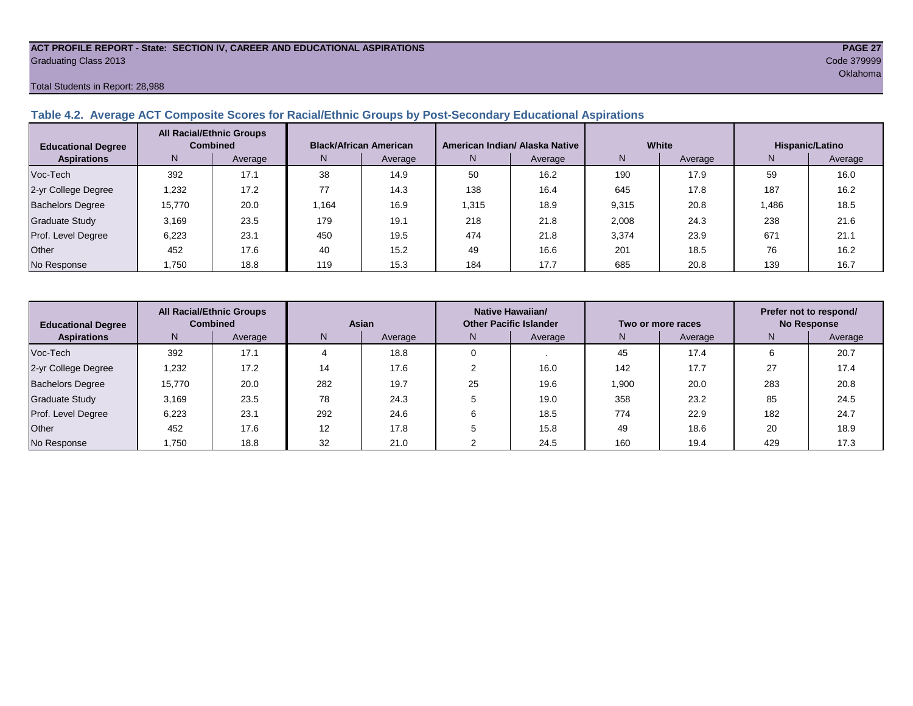ACT PROFILE REPORT - State: SECTION IV, CAREER AND EDUCATIONAL ASPIRATIONS
Graduating Class 2013
Code 379999
Oklahoma
Total Students in Report: 28,988

### Table 4.2. Average ACT Composite Scores for Racial/Ethnic Groups by Post-Secondary Educational Aspirations

| Educational Degree Aspirations | All Racial/Ethnic Groups Combined | | Black/African American | | American Indian/ Alaska Native | | White | | Hispanic/Latino | |
|---|---|---|---|---|---|---|---|---|---|---|
| | N | Average | N | Average | N | Average | N | Average | N | Average |
| Voc-Tech | 392 | 17.1 | 38 | 14.9 | 50 | 16.2 | 190 | 17.9 | 59 | 16.0 |
| 2-yr College Degree | 1,232 | 17.2 | 77 | 14.3 | 138 | 16.4 | 645 | 17.8 | 187 | 16.2 |
| Bachelors Degree | 15,770 | 20.0 | 1,164 | 16.9 | 1,315 | 18.9 | 9,315 | 20.8 | 1,486 | 18.5 |
| Graduate Study | 3,169 | 23.5 | 179 | 19.1 | 218 | 21.8 | 2,008 | 24.3 | 238 | 21.6 |
| Prof. Level Degree | 6,223 | 23.1 | 450 | 19.5 | 474 | 21.8 | 3,374 | 23.9 | 671 | 21.1 |
| Other | 452 | 17.6 | 40 | 15.2 | 49 | 16.6 | 201 | 18.5 | 76 | 16.2 |
| No Response | 1,750 | 18.8 | 119 | 15.3 | 184 | 17.7 | 685 | 20.8 | 139 | 16.7 |

| Educational Degree Aspirations | All Racial/Ethnic Groups Combined | | Asian | | Native Hawaiian/ Other Pacific Islander | | Two or more races | | Prefer not to respond/ No Response | |
|---|---|---|---|---|---|---|---|---|---|---|
| | N | Average | N | Average | N | Average | N | Average | N | Average |
| Voc-Tech | 392 | 17.1 | 4 | 18.8 | 0 | . | 45 | 17.4 | 6 | 20.7 |
| 2-yr College Degree | 1,232 | 17.2 | 14 | 17.6 | 2 | 16.0 | 142 | 17.7 | 27 | 17.4 |
| Bachelors Degree | 15,770 | 20.0 | 282 | 19.7 | 25 | 19.6 | 1,900 | 20.0 | 283 | 20.8 |
| Graduate Study | 3,169 | 23.5 | 78 | 24.3 | 5 | 19.0 | 358 | 23.2 | 85 | 24.5 |
| Prof. Level Degree | 6,223 | 23.1 | 292 | 24.6 | 6 | 18.5 | 774 | 22.9 | 182 | 24.7 |
| Other | 452 | 17.6 | 12 | 17.8 | 5 | 15.8 | 49 | 18.6 | 20 | 18.9 |
| No Response | 1,750 | 18.8 | 32 | 21.0 | 2 | 24.5 | 160 | 19.4 | 429 | 17.3 |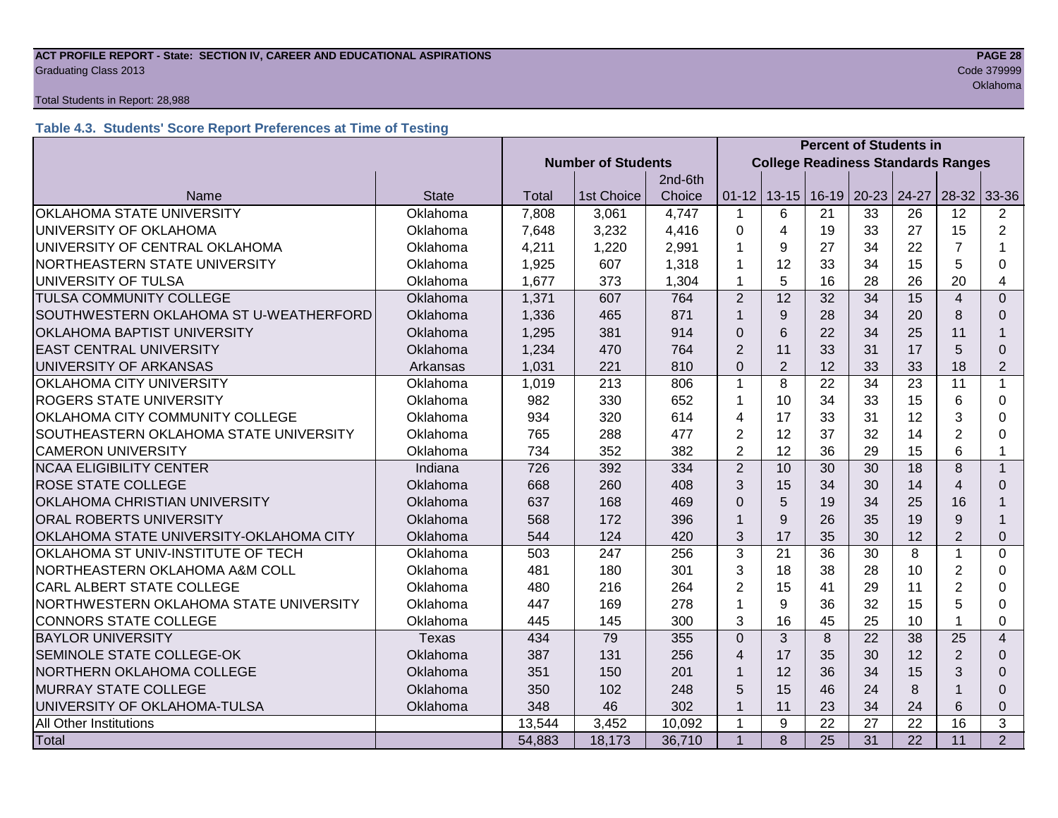Total Students in Report: 28,988

### Table 4.3. Students' Score Report Preferences at Time of Testing

| | | Number of Students | | | Percent of Students in College Readiness Standards Ranges | | | | | | |
|---|---|---|---|---|---|---|---|---|---|---|---|
| Name | State | Total | 1st Choice | 2nd-6th Choice | 01-12 | 13-15 | 16-19 | 20-23 | 24-27 | 28-32 | 33-36 |
| OKLAHOMA STATE UNIVERSITY | Oklahoma | 7,808 | 3,061 | 4,747 | 1 | 6 | 21 | 33 | 26 | 12 | 2 |
| UNIVERSITY OF OKLAHOMA | Oklahoma | 7,648 | 3,232 | 4,416 | 0 | 4 | 19 | 33 | 27 | 15 | 2 |
| UNIVERSITY OF CENTRAL OKLAHOMA | Oklahoma | 4,211 | 1,220 | 2,991 | 1 | 9 | 27 | 34 | 22 | 7 | 1 |
| NORTHEASTERN STATE UNIVERSITY | Oklahoma | 1,925 | 607 | 1,318 | 1 | 12 | 33 | 34 | 15 | 5 | 0 |
| UNIVERSITY OF TULSA | Oklahoma | 1,677 | 373 | 1,304 | 1 | 5 | 16 | 28 | 26 | 20 | 4 |
| TULSA COMMUNITY COLLEGE | Oklahoma | 1,371 | 607 | 764 | 2 | 12 | 32 | 34 | 15 | 4 | 0 |
| SOUTHWESTERN OKLAHOMA ST U-WEATHERFORD | Oklahoma | 1,336 | 465 | 871 | 1 | 9 | 28 | 34 | 20 | 8 | 0 |
| OKLAHOMA BAPTIST UNIVERSITY | Oklahoma | 1,295 | 381 | 914 | 0 | 6 | 22 | 34 | 25 | 11 | 1 |
| EAST CENTRAL UNIVERSITY | Oklahoma | 1,234 | 470 | 764 | 2 | 11 | 33 | 31 | 17 | 5 | 0 |
| UNIVERSITY OF ARKANSAS | Arkansas | 1,031 | 221 | 810 | 0 | 2 | 12 | 33 | 33 | 18 | 2 |
| OKLAHOMA CITY UNIVERSITY | Oklahoma | 1,019 | 213 | 806 | 1 | 8 | 22 | 34 | 23 | 11 | 1 |
| ROGERS STATE UNIVERSITY | Oklahoma | 982 | 330 | 652 | 1 | 10 | 34 | 33 | 15 | 6 | 0 |
| OKLAHOMA CITY COMMUNITY COLLEGE | Oklahoma | 934 | 320 | 614 | 4 | 17 | 33 | 31 | 12 | 3 | 0 |
| SOUTHEASTERN OKLAHOMA STATE UNIVERSITY | Oklahoma | 765 | 288 | 477 | 2 | 12 | 37 | 32 | 14 | 2 | 0 |
| CAMERON UNIVERSITY | Oklahoma | 734 | 352 | 382 | 2 | 12 | 36 | 29 | 15 | 6 | 1 |
| NCAA ELIGIBILITY CENTER | Indiana | 726 | 392 | 334 | 2 | 10 | 30 | 30 | 18 | 8 | 1 |
| ROSE STATE COLLEGE | Oklahoma | 668 | 260 | 408 | 3 | 15 | 34 | 30 | 14 | 4 | 0 |
| OKLAHOMA CHRISTIAN UNIVERSITY | Oklahoma | 637 | 168 | 469 | 0 | 5 | 19 | 34 | 25 | 16 | 1 |
| ORAL ROBERTS UNIVERSITY | Oklahoma | 568 | 172 | 396 | 1 | 9 | 26 | 35 | 19 | 9 | 1 |
| OKLAHOMA STATE UNIVERSITY-OKLAHOMA CITY | Oklahoma | 544 | 124 | 420 | 3 | 17 | 35 | 30 | 12 | 2 | 0 |
| OKLAHOMA ST UNIV-INSTITUTE OF TECH | Oklahoma | 503 | 247 | 256 | 3 | 21 | 36 | 30 | 8 | 1 | 0 |
| NORTHEASTERN OKLAHOMA A&M COLL | Oklahoma | 481 | 180 | 301 | 3 | 18 | 38 | 28 | 10 | 2 | 0 |
| CARL ALBERT STATE COLLEGE | Oklahoma | 480 | 216 | 264 | 2 | 15 | 41 | 29 | 11 | 2 | 0 |
| NORTHWESTERN OKLAHOMA STATE UNIVERSITY | Oklahoma | 447 | 169 | 278 | 1 | 9 | 36 | 32 | 15 | 5 | 0 |
| CONNORS STATE COLLEGE | Oklahoma | 445 | 145 | 300 | 3 | 16 | 45 | 25 | 10 | 1 | 0 |
| BAYLOR UNIVERSITY | Texas | 434 | 79 | 355 | 0 | 3 | 8 | 22 | 38 | 25 | 4 |
| SEMINOLE STATE COLLEGE-OK | Oklahoma | 387 | 131 | 256 | 4 | 17 | 35 | 30 | 12 | 2 | 0 |
| NORTHERN OKLAHOMA COLLEGE | Oklahoma | 351 | 150 | 201 | 1 | 12 | 36 | 34 | 15 | 3 | 0 |
| MURRAY STATE COLLEGE | Oklahoma | 350 | 102 | 248 | 5 | 15 | 46 | 24 | 8 | 1 | 0 |
| UNIVERSITY OF OKLAHOMA-TULSA | Oklahoma | 348 | 46 | 302 | 1 | 11 | 23 | 34 | 24 | 6 | 0 |
| All Other Institutions | | 13,544 | 3,452 | 10,092 | 1 | 9 | 22 | 27 | 22 | 16 | 3 |
| Total | | 54,883 | 18,173 | 36,710 | 1 | 8 | 25 | 31 | 22 | 11 | 2 |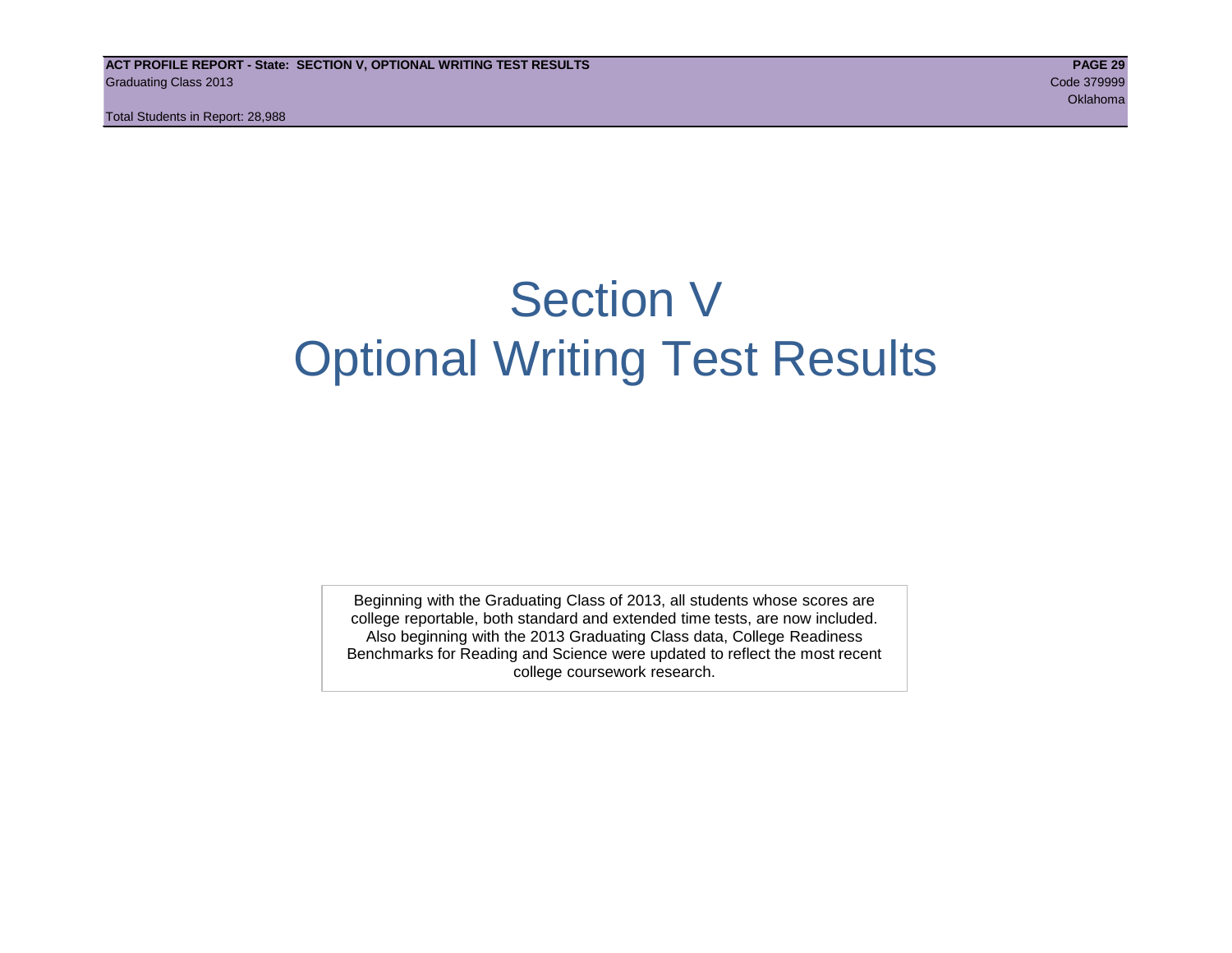# Section V
# Optional Writing Test Results

Beginning with the Graduating Class of 2013, all students whose scores are college reportable, both standard and extended time tests, are now included. Also beginning with the 2013 Graduating Class data, College Readiness Benchmarks for Reading and Science were updated to reflect the most recent college coursework research.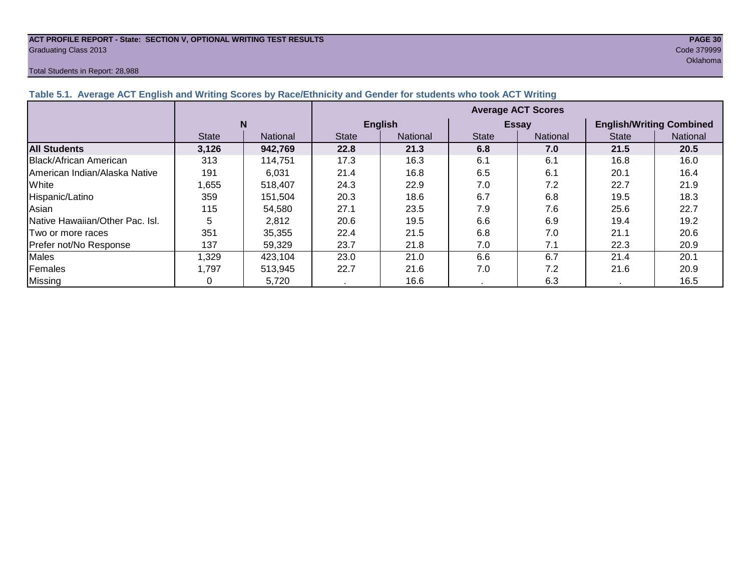**ACT PROFILE REPORT - State: SECTION V, OPTIONAL WRITING TEST RESULTS**
Graduating Class 2013
Code 379999
Oklahoma

Total Students in Report: 28,988

### Table 5.1. Average ACT English and Writing Scores by Race/Ethnicity and Gender for students who took ACT Writing

| | N | | Average ACT Scores | | | | | |
|---|---|---|---|---|---|---|---|---|
| | | | English | | Essay | | English/Writing Combined | |
| | State | National | State | National | State | National | State | National |
| **All Students** | **3,126** | **942,769** | **22.8** | **21.3** | **6.8** | **7.0** | **21.5** | **20.5** |
| Black/African American | 313 | 114,751 | 17.3 | 16.3 | 6.1 | 6.1 | 16.8 | 16.0 |
| American Indian/Alaska Native | 191 | 6,031 | 21.4 | 16.8 | 6.5 | 6.1 | 20.1 | 16.4 |
| White | 1,655 | 518,407 | 24.3 | 22.9 | 7.0 | 7.2 | 22.7 | 21.9 |
| Hispanic/Latino | 359 | 151,504 | 20.3 | 18.6 | 6.7 | 6.8 | 19.5 | 18.3 |
| Asian | 115 | 54,580 | 27.1 | 23.5 | 7.9 | 7.6 | 25.6 | 22.7 |
| Native Hawaiian/Other Pac. Isl. | 5 | 2,812 | 20.6 | 19.5 | 6.6 | 6.9 | 19.4 | 19.2 |
| Two or more races | 351 | 35,355 | 22.4 | 21.5 | 6.8 | 7.0 | 21.1 | 20.6 |
| Prefer not/No Response | 137 | 59,329 | 23.7 | 21.8 | 7.0 | 7.1 | 22.3 | 20.9 |
| Males | 1,329 | 423,104 | 23.0 | 21.0 | 6.6 | 6.7 | 21.4 | 20.1 |
| Females | 1,797 | 513,945 | 22.7 | 21.6 | 7.0 | 7.2 | 21.6 | 20.9 |
| Missing | 0 | 5,720 | . | 16.6 | . | 6.3 | . | 16.5 |